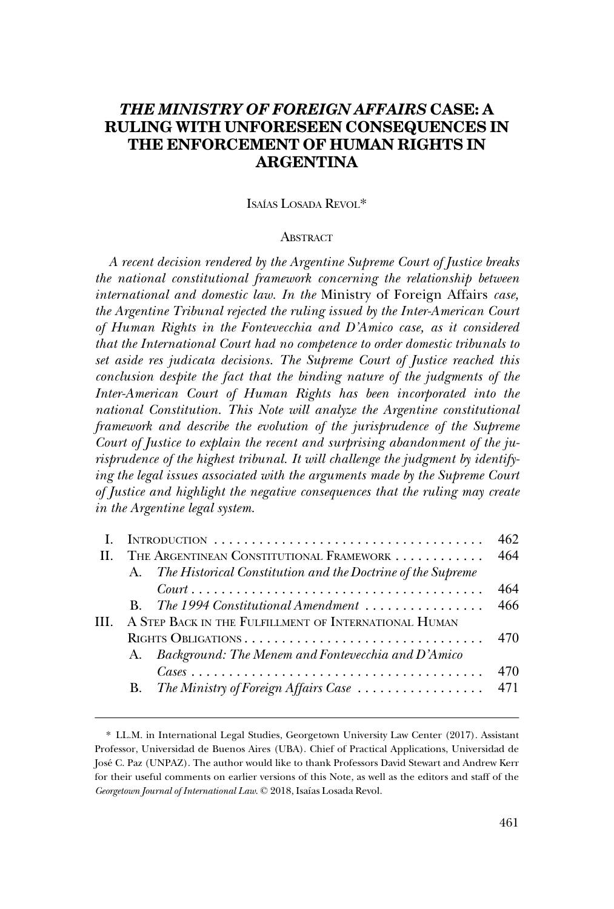# *THE MINISTRY OF FOREIGN AFFAIRS* CASE: A RULING WITH UNFORESEEN CONSEQUENCES IN THE ENFORCEMENT OF HUMAN RIGHTS IN ARGENTINA

ISAÍAS LOSADA REVOL*

## ABSTRACT

*A recent decision rendered by the Argentine Supreme Court of Justice breaks the national constitutional framework concerning the relationship between international and domestic law. In the* Ministry of Foreign Affairs *case, the Argentine Tribunal rejected the ruling issued by the Inter-American Court of Human Rights in the Fontevecchia and D'Amico case, as it considered that the International Court had no competence to order domestic tribunals to set aside res judicata decisions. The Supreme Court of Justice reached this conclusion despite the fact that the binding nature of the judgments of the Inter-American Court of Human Rights has been incorporated into the national Constitution. This Note will analyze the Argentine constitutional framework and describe the evolution of the jurisprudence of the Supreme Court of Justice to explain the recent and surprising abandonment of the jurisprudence of the highest tribunal. It will challenge the judgment by identifying the legal issues associated with the arguments made by the Supreme Court of Justice and highlight the negative consequences that the ruling may create in the Argentine legal system.*

| | | |
|---|---|---|
| I. | INTRODUCTION | 462 |
| II. | THE ARGENTINEAN CONSTITUTIONAL FRAMEWORK | 464 |
| | A. *The Historical Constitution and the Doctrine of the Supreme Court* | 464 |
| | B. *The 1994 Constitutional Amendment* | 466 |
| III. | A STEP BACK IN THE FULFILLMENT OF INTERNATIONAL HUMAN RIGHTS OBLIGATIONS | 470 |
| | A. *Background: The Menem and Fontevecchia and D'Amico Cases* | 470 |
| | B. *The Ministry of Foreign Affairs Case* | 471 |

---

\* LL.M. in International Legal Studies, Georgetown University Law Center (2017). Assistant Professor, Universidad de Buenos Aires (UBA). Chief of Practical Applications, Universidad de José C. Paz (UNPAZ). The author would like to thank Professors David Stewart and Andrew Kerr for their useful comments on earlier versions of this Note, as well as the editors and staff of the *Georgetown Journal of International Law*. © 2018, Isaías Losada Revol.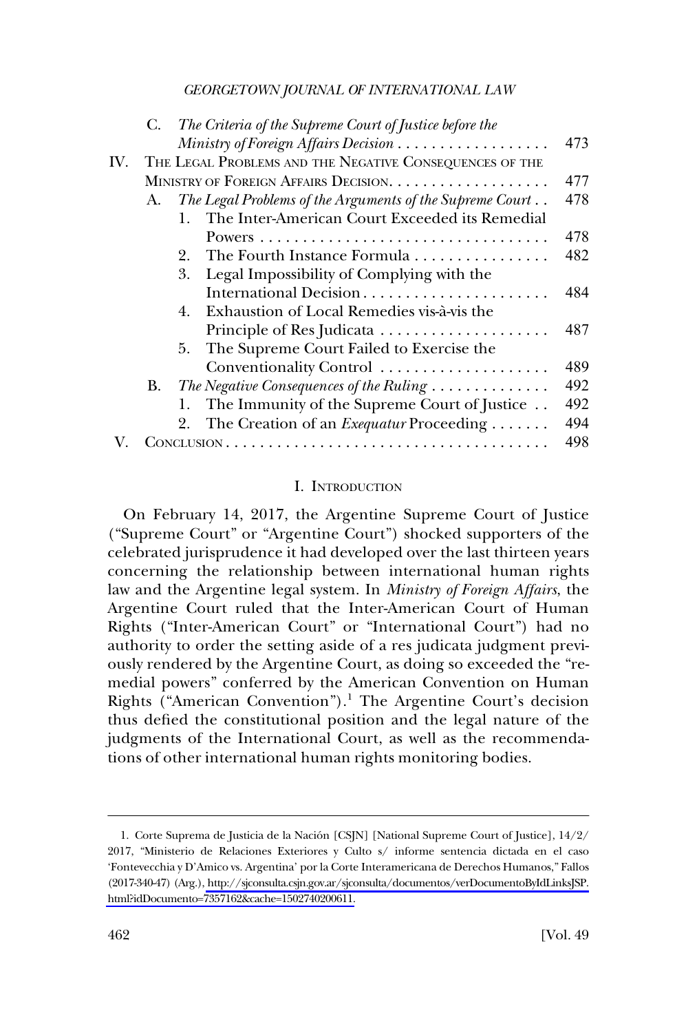C. *The Criteria of the Supreme Court of Justice before the Ministry of Foreign Affairs Decision* . . . . . . . . . . . . . . . . . . 473

IV. THE LEGAL PROBLEMS AND THE NEGATIVE CONSEQUENCES OF THE MINISTRY OF FOREIGN AFFAIRS DECISION. . . . . . . . . . . . . . . . . . . 477

A. *The Legal Problems of the Arguments of the Supreme Court* . . 478

1. The Inter-American Court Exceeded its Remedial Powers . . . . . . . . . . . . . . . . . . . . . . . . . . . . . . . . . . . 478
2. The Fourth Instance Formula . . . . . . . . . . . . . . . . 482
3. Legal Impossibility of Complying with the International Decision . . . . . . . . . . . . . . . . . . . . . . 484
4. Exhaustion of Local Remedies vis-à-vis the Principle of Res Judicata . . . . . . . . . . . . . . . . . . . . 487
5. The Supreme Court Failed to Exercise the Conventionality Control . . . . . . . . . . . . . . . . . . . . 489

B. *The Negative Consequences of the Ruling* . . . . . . . . . . . . . 492

1. The Immunity of the Supreme Court of Justice . . 492
2. The Creation of an *Exequatur* Proceeding . . . . . . . 494

V. CONCLUSION . . . . . . . . . . . . . . . . . . . . . . . . . . . . . . . . . . . . . . 498

## I. INTRODUCTION

On February 14, 2017, the Argentine Supreme Court of Justice ("Supreme Court" or "Argentine Court") shocked supporters of the celebrated jurisprudence it had developed over the last thirteen years concerning the relationship between international human rights law and the Argentine legal system. In *Ministry of Foreign Affairs*, the Argentine Court ruled that the Inter-American Court of Human Rights ("Inter-American Court" or "International Court") had no authority to order the setting aside of a res judicata judgment previously rendered by the Argentine Court, as doing so exceeded the "remedial powers" conferred by the American Convention on Human Rights ("American Convention").[1] The Argentine Court's decision thus defied the constitutional position and the legal nature of the judgments of the International Court, as well as the recommendations of other international human rights monitoring bodies.

---

1. Corte Suprema de Justicia de la Nación [CSJN] [National Supreme Court of Justice], 14/2/2017, "Ministerio de Relaciones Exteriores y Culto s/ informe sentencia dictada en el caso 'Fontevecchia y D'Amico vs. Argentina' por la Corte Interamericana de Derechos Humanos," Fallos (2017-340-47) (Arg.), http://sjconsulta.csjn.gov.ar/sjconsulta/documentos/verDocumentoByIdLinksJSP.html?idDocumento=7357162&cache=1502740200611.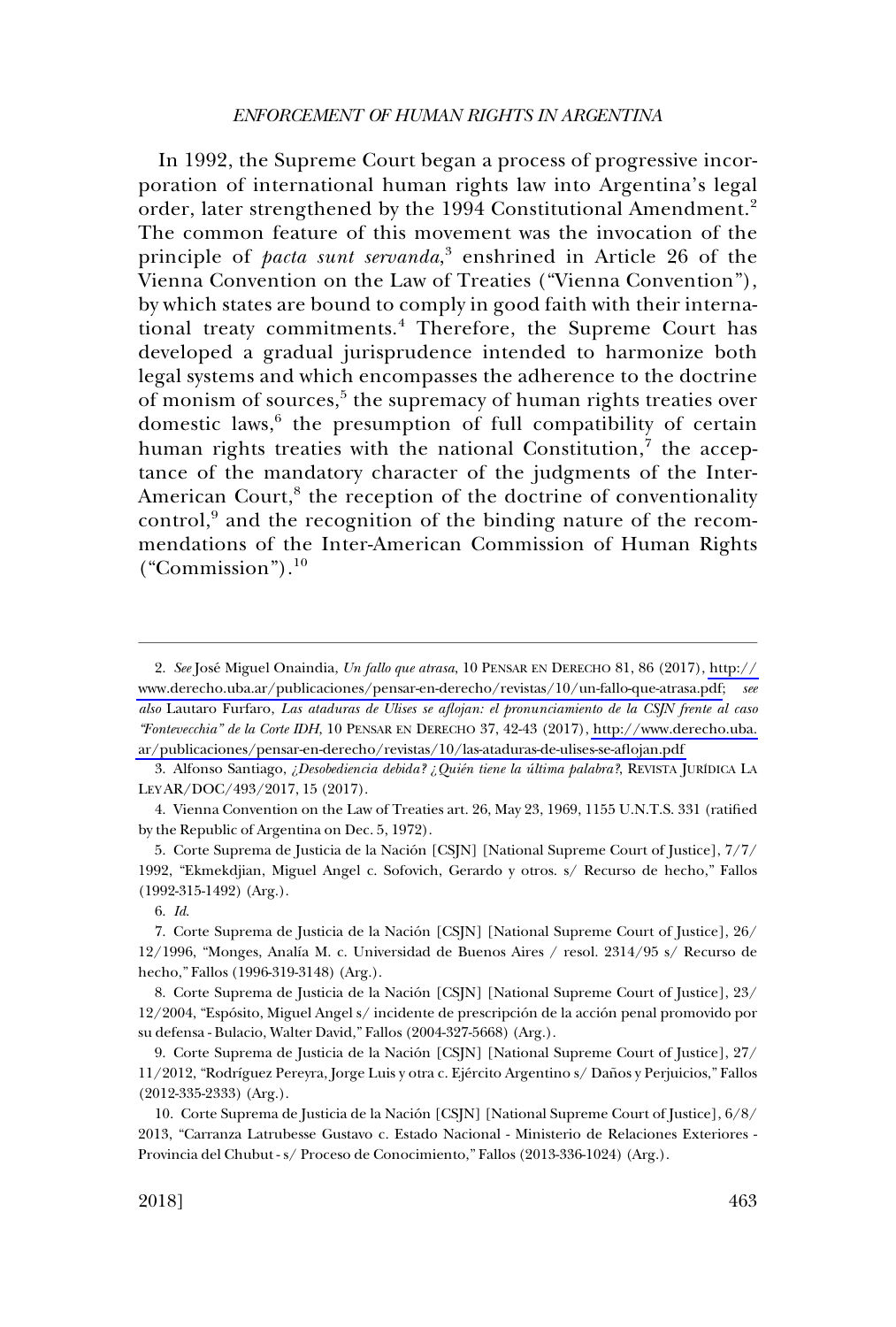In 1992, the Supreme Court began a process of progressive incorporation of international human rights law into Argentina's legal order, later strengthened by the 1994 Constitutional Amendment.[2] The common feature of this movement was the invocation of the principle of *pacta sunt servanda*,[3] enshrined in Article 26 of the Vienna Convention on the Law of Treaties ("Vienna Convention"), by which states are bound to comply in good faith with their international treaty commitments.[4] Therefore, the Supreme Court has developed a gradual jurisprudence intended to harmonize both legal systems and which encompasses the adherence to the doctrine of monism of sources,[5] the supremacy of human rights treaties over domestic laws,[6] the presumption of full compatibility of certain human rights treaties with the national Constitution,[7] the acceptance of the mandatory character of the judgments of the Inter-American Court,[8] the reception of the doctrine of conventionality control,[9] and the recognition of the binding nature of the recommendations of the Inter-American Commission of Human Rights ("Commission").[10]

---

2. *See* José Miguel Onaindia, *Un fallo que atrasa*, 10 PENSAR EN DERECHO 81, 86 (2017), http://www.derecho.uba.ar/publicaciones/pensar-en-derecho/revistas/10/un-fallo-que-atrasa.pdf; *see also* Lautaro Furfaro, *Las ataduras de Ulises se aflojan: el pronunciamiento de la CSJN frente al caso "Fontevecchia" de la Corte IDH*, 10 PENSAR EN DERECHO 37, 42-43 (2017), http://www.derecho.uba.ar/publicaciones/pensar-en-derecho/revistas/10/las-ataduras-de-ulises-se-aflojan.pdf

3. Alfonso Santiago, *¿Desobediencia debida? ¿Quién tiene la última palabra?*, REVISTA JURÍDICA LA LEY AR/DOC/493/2017, 15 (2017).

4. Vienna Convention on the Law of Treaties art. 26, May 23, 1969, 1155 U.N.T.S. 331 (ratified by the Republic of Argentina on Dec. 5, 1972).

5. Corte Suprema de Justicia de la Nación [CSJN] [National Supreme Court of Justice], 7/7/1992, "Ekmekdjian, Miguel Angel c. Sofovich, Gerardo y otros. s/ Recurso de hecho," Fallos (1992-315-1492) (Arg.).

6. *Id*.

7. Corte Suprema de Justicia de la Nación [CSJN] [National Supreme Court of Justice], 26/12/1996, "Monges, Analía M. c. Universidad de Buenos Aires / resol. 2314/95 s/ Recurso de hecho," Fallos (1996-319-3148) (Arg.).

8. Corte Suprema de Justicia de la Nación [CSJN] [National Supreme Court of Justice], 23/12/2004, "Espósito, Miguel Angel s/ incidente de prescripción de la acción penal promovido por su defensa - Bulacio, Walter David," Fallos (2004-327-5668) (Arg.).

9. Corte Suprema de Justicia de la Nación [CSJN] [National Supreme Court of Justice], 27/11/2012, "Rodríguez Pereyra, Jorge Luis y otra c. Ejército Argentino s/ Daños y Perjuicios," Fallos (2012-335-2333) (Arg.).

10. Corte Suprema de Justicia de la Nación [CSJN] [National Supreme Court of Justice], 6/8/2013, "Carranza Latrubesse Gustavo c. Estado Nacional - Ministerio de Relaciones Exteriores - Provincia del Chubut - s/ Proceso de Conocimiento," Fallos (2013-336-1024) (Arg.).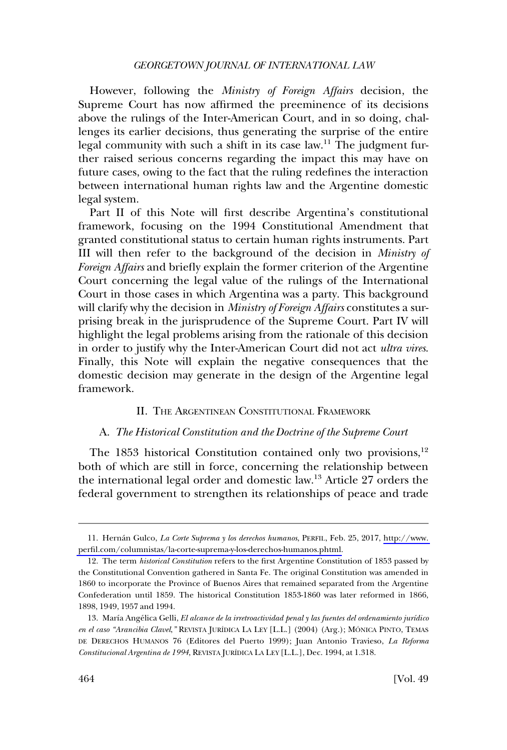However, following the *Ministry of Foreign Affairs* decision, the Supreme Court has now affirmed the preeminence of its decisions above the rulings of the Inter-American Court, and in so doing, challenges its earlier decisions, thus generating the surprise of the entire legal community with such a shift in its case law.[11] The judgment further raised serious concerns regarding the impact this may have on future cases, owing to the fact that the ruling redefines the interaction between international human rights law and the Argentine domestic legal system.

Part II of this Note will first describe Argentina's constitutional framework, focusing on the 1994 Constitutional Amendment that granted constitutional status to certain human rights instruments. Part III will then refer to the background of the decision in *Ministry of Foreign Affairs* and briefly explain the former criterion of the Argentine Court concerning the legal value of the rulings of the International Court in those cases in which Argentina was a party. This background will clarify why the decision in *Ministry of Foreign Affairs* constitutes a surprising break in the jurisprudence of the Supreme Court. Part IV will highlight the legal problems arising from the rationale of this decision in order to justify why the Inter-American Court did not act *ultra vires*. Finally, this Note will explain the negative consequences that the domestic decision may generate in the design of the Argentine legal framework.

## II. The Argentinean Constitutional Framework

### A. *The Historical Constitution and the Doctrine of the Supreme Court*

The 1853 historical Constitution contained only two provisions,[12] both of which are still in force, concerning the relationship between the international legal order and domestic law.[13] Article 27 orders the federal government to strengthen its relationships of peace and trade

---

11. Hernán Gulco, *La Corte Suprema y los derechos humanos*, PERFIL, Feb. 25, 2017, http://www.perfil.com/columnistas/la-corte-suprema-y-los-derechos-humanos.phtml.

12. The term *historical Constitution* refers to the first Argentine Constitution of 1853 passed by the Constitutional Convention gathered in Santa Fe. The original Constitution was amended in 1860 to incorporate the Province of Buenos Aires that remained separated from the Argentine Confederation until 1859. The historical Constitution 1853-1860 was later reformed in 1866, 1898, 1949, 1957 and 1994.

13. María Angélica Gelli, *El alcance de la irretroactividad penal y las fuentes del ordenamiento jurídico en el caso "Arancibia Clavel,"* REVISTA JURÍDICA LA LEY [L.L.] (2004) (Arg.); MÓNICA PINTO, TEMAS DE DERECHOS HUMANOS 76 (Editores del Puerto 1999); Juan Antonio Travieso, *La Reforma Constitucional Argentina de 1994*, REVISTA JURÍDICA LA LEY [L.L.], Dec. 1994, at 1.318.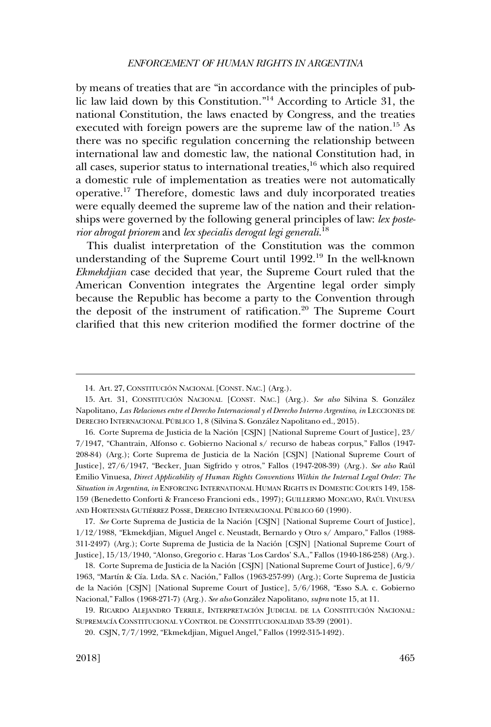by means of treaties that are "in accordance with the principles of public law laid down by this Constitution."[14] According to Article 31, the national Constitution, the laws enacted by Congress, and the treaties executed with foreign powers are the supreme law of the nation.[15] As there was no specific regulation concerning the relationship between international law and domestic law, the national Constitution had, in all cases, superior status to international treaties,[16] which also required a domestic rule of implementation as treaties were not automatically operative.[17] Therefore, domestic laws and duly incorporated treaties were equally deemed the supreme law of the nation and their relationships were governed by the following general principles of law: *lex posterior abrogat priorem* and *lex specialis derogat legi generali*.[18]

This dualist interpretation of the Constitution was the common understanding of the Supreme Court until 1992.[19] In the well-known *Ekmekdjian* case decided that year, the Supreme Court ruled that the American Convention integrates the Argentine legal order simply because the Republic has become a party to the Convention through the deposit of the instrument of ratification.[20] The Supreme Court clarified that this new criterion modified the former doctrine of the

---

14. Art. 27, CONSTITUCIÓN NACIONAL [CONST. NAC.] (Arg.).

15. Art. 31, CONSTITUCIÓN NACIONAL [CONST. NAC.] (Arg.). *See also* Silvina S. González Napolitano, *Las Relaciones entre el Derecho Internacional y el Derecho Interno Argentino*, *in* LECCIONES DE DERECHO INTERNACIONAL PÚBLICO 1, 8 (Silvina S. González Napolitano ed., 2015).

16. Corte Suprema de Justicia de la Nación [CSJN] [National Supreme Court of Justice], 23/7/1947, "Chantrain, Alfonso c. Gobierno Nacional s/ recurso de habeas corpus," Fallos (1947-208-84) (Arg.); Corte Suprema de Justicia de la Nación [CSJN] [National Supreme Court of Justice], 27/6/1947, "Becker, Juan Sigfrido y otros," Fallos (1947-208-39) (Arg.). *See also* Raúl Emilio Vinuesa, *Direct Applicability of Human Rights Conventions Within the Internal Legal Order: The Situation in Argentina*, *in* ENFORCING INTERNATIONAL HUMAN RIGHTS IN DOMESTIC COURTS 149, 158-159 (Benedetto Conforti & Franceso Francioni eds., 1997); GUILLERMO MONCAYO, RAÚL VINUESA AND HORTENSIA GUTIÉRREZ POSSE, DERECHO INTERNACIONAL PÚBLICO 60 (1990).

17. *See* Corte Suprema de Justicia de la Nación [CSJN] [National Supreme Court of Justice], 1/12/1988, "Ekmekdjian, Miguel Angel c. Neustadt, Bernardo y Otro s/ Amparo," Fallos (1988-311-2497) (Arg.); Corte Suprema de Justicia de la Nación [CSJN] [National Supreme Court of Justice], 15/13/1940, "Alonso, Gregorio c. Haras 'Los Cardos' S.A.," Fallos (1940-186-258) (Arg.).

18. Corte Suprema de Justicia de la Nación [CSJN] [National Supreme Court of Justice], 6/9/1963, "Martín & Cía. Ltda. SA c. Nación," Fallos (1963-257-99) (Arg.); Corte Suprema de Justicia de la Nación [CSJN] [National Supreme Court of Justice], 5/6/1968, "Esso S.A. c. Gobierno Nacional," Fallos (1968-271-7) (Arg.). *See also* González Napolitano, *supra* note 15, at 11.

19. RICARDO ALEJANDRO TERRILE, INTERPRETACIÓN JUDICIAL DE LA CONSTITUCIÓN NACIONAL: SUPREMACÍA CONSTITUCIONAL Y CONTROL DE CONSTITUCIONALIDAD 33-39 (2001).

20. CSJN, 7/7/1992, "Ekmekdjian, Miguel Angel," Fallos (1992-315-1492).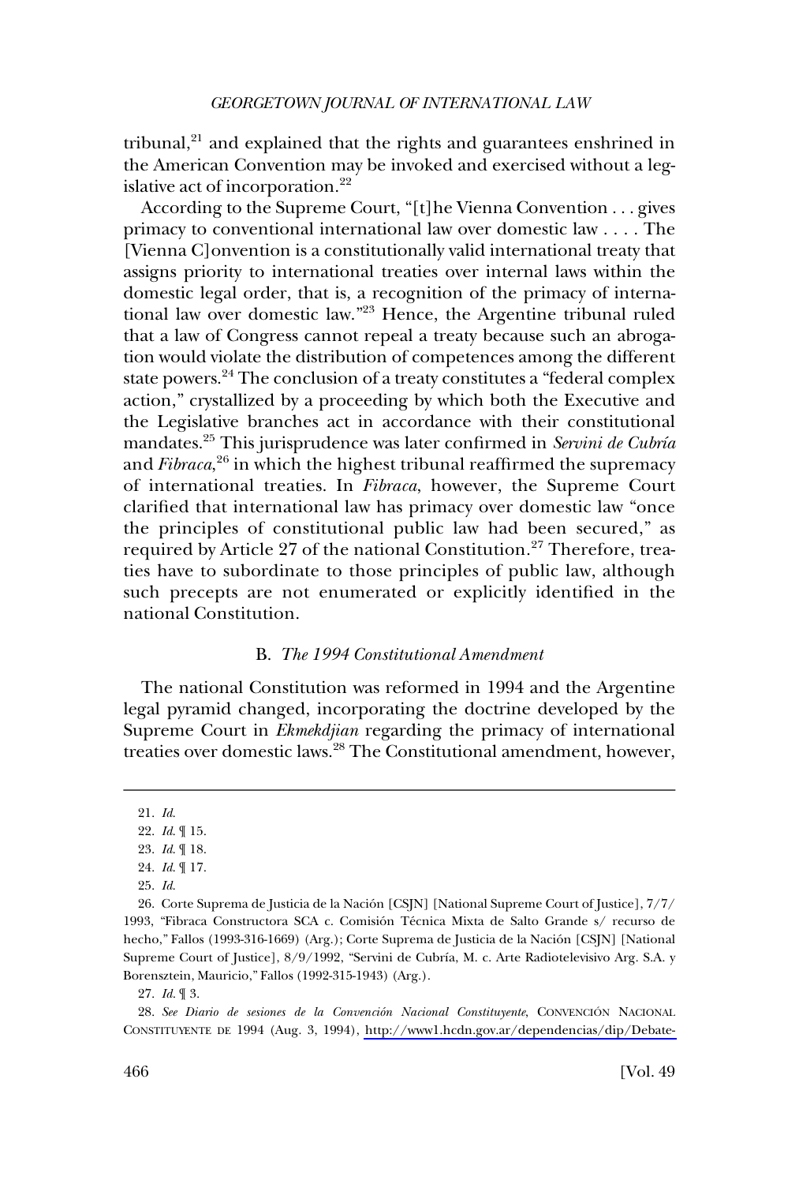tribunal,[21] and explained that the rights and guarantees enshrined in the American Convention may be invoked and exercised without a legislative act of incorporation.[22]

According to the Supreme Court, "[t]he Vienna Convention . . . gives primacy to conventional international law over domestic law . . . . The [Vienna C]onvention is a constitutionally valid international treaty that assigns priority to international treaties over internal laws within the domestic legal order, that is, a recognition of the primacy of international law over domestic law."[23] Hence, the Argentine tribunal ruled that a law of Congress cannot repeal a treaty because such an abrogation would violate the distribution of competences among the different state powers.[24] The conclusion of a treaty constitutes a "federal complex action," crystallized by a proceeding by which both the Executive and the Legislative branches act in accordance with their constitutional mandates.[25] This jurisprudence was later confirmed in *Servini de Cubría* and *Fibraca*,[26] in which the highest tribunal reaffirmed the supremacy of international treaties. In *Fibraca*, however, the Supreme Court clarified that international law has primacy over domestic law "once the principles of constitutional public law had been secured," as required by Article 27 of the national Constitution.[27] Therefore, treaties have to subordinate to those principles of public law, although such precepts are not enumerated or explicitly identified in the national Constitution.

### B. *The 1994 Constitutional Amendment*

The national Constitution was reformed in 1994 and the Argentine legal pyramid changed, incorporating the doctrine developed by the Supreme Court in *Ekmekdjian* regarding the primacy of international treaties over domestic laws.[28] The Constitutional amendment, however,

---

21. *Id.*

22. *Id.* ¶ 15.

23. *Id.* ¶ 18.

24. *Id.* ¶ 17.

25. *Id.*

26. Corte Suprema de Justicia de la Nación [CSJN] [National Supreme Court of Justice], 7/7/1993, "Fibraca Constructora SCA c. Comisión Técnica Mixta de Salto Grande s/ recurso de hecho," Fallos (1993-316-1669) (Arg.); Corte Suprema de Justicia de la Nación [CSJN] [National Supreme Court of Justice], 8/9/1992, "Servini de Cubría, M. c. Arte Radiotelevisivo Arg. S.A. y Borensztein, Mauricio," Fallos (1992-315-1943) (Arg.).

27. *Id.* ¶ 3.

28. *See Diario de sesiones de la Convención Nacional Constituyente*, CONVENCIÓN NACIONAL CONSTITUYENTE DE 1994 (Aug. 3, 1994), http://www1.hcdn.gov.ar/dependencias/dip/Debate-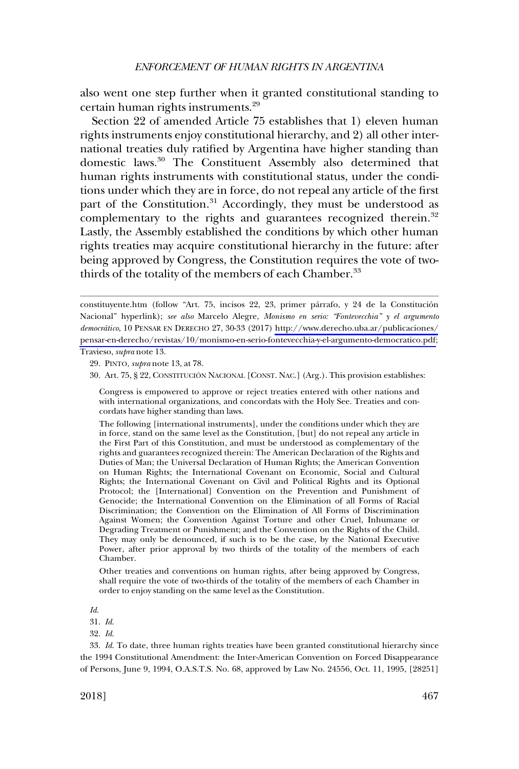also went one step further when it granted constitutional standing to certain human rights instruments.[29]

Section 22 of amended Article 75 establishes that 1) eleven human rights instruments enjoy constitutional hierarchy, and 2) all other international treaties duly ratified by Argentina have higher standing than domestic laws.[30] The Constituent Assembly also determined that human rights instruments with constitutional status, under the conditions under which they are in force, do not repeal any article of the first part of the Constitution.[31] Accordingly, they must be understood as complementary to the rights and guarantees recognized therein.[32] Lastly, the Assembly established the conditions by which other human rights treaties may acquire constitutional hierarchy in the future: after being approved by Congress, the Constitution requires the vote of two-thirds of the totality of the members of each Chamber.[33]

---

constituyente.htm (follow "Art. 75, incisos 22, 23, primer párrafo, y 24 de la Constitución Nacional" hyperlink); *see also* Marcelo Alegre, *Monismo en serio: "Fontevecchia" y el argumento democrático*, 10 PENSAR EN DERECHO 27, 30-33 (2017) http://www.derecho.uba.ar/publicaciones/pensar-en-derecho/revistas/10/monismo-en-serio-fontevecchia-y-el-argumento-democratico.pdf; Travieso, *supra* note 13.

29. PINTO, *supra* note 13, at 78.

30. Art. 75, § 22, CONSTITUCIÓN NACIONAL [CONST. NAC.] (Arg.). This provision establishes:

> Congress is empowered to approve or reject treaties entered with other nations and with international organizations, and concordats with the Holy See. Treaties and concordats have higher standing than laws.
>
> The following [international instruments], under the conditions under which they are in force, stand on the same level as the Constitution, [but] do not repeal any article in the First Part of this Constitution, and must be understood as complementary of the rights and guarantees recognized therein: The American Declaration of the Rights and Duties of Man; the Universal Declaration of Human Rights; the American Convention on Human Rights; the International Covenant on Economic, Social and Cultural Rights; the International Covenant on Civil and Political Rights and its Optional Protocol; the [International] Convention on the Prevention and Punishment of Genocide; the International Convention on the Elimination of all Forms of Racial Discrimination; the Convention on the Elimination of All Forms of Discrimination Against Women; the Convention Against Torture and other Cruel, Inhumane or Degrading Treatment or Punishment; and the Convention on the Rights of the Child. They may only be denounced, if such is to be the case, by the National Executive Power, after prior approval by two thirds of the totality of the members of each Chamber.
>
> Other treaties and conventions on human rights, after being approved by Congress, shall require the vote of two-thirds of the totality of the members of each Chamber in order to enjoy standing on the same level as the Constitution.

*Id.*

31. *Id.*

32. *Id.*

33. *Id.* To date, three human rights treaties have been granted constitutional hierarchy since the 1994 Constitutional Amendment: the Inter-American Convention on Forced Disappearance of Persons, June 9, 1994, O.A.S.T.S. No. 68, approved by Law No. 24556, Oct. 11, 1995, [28251]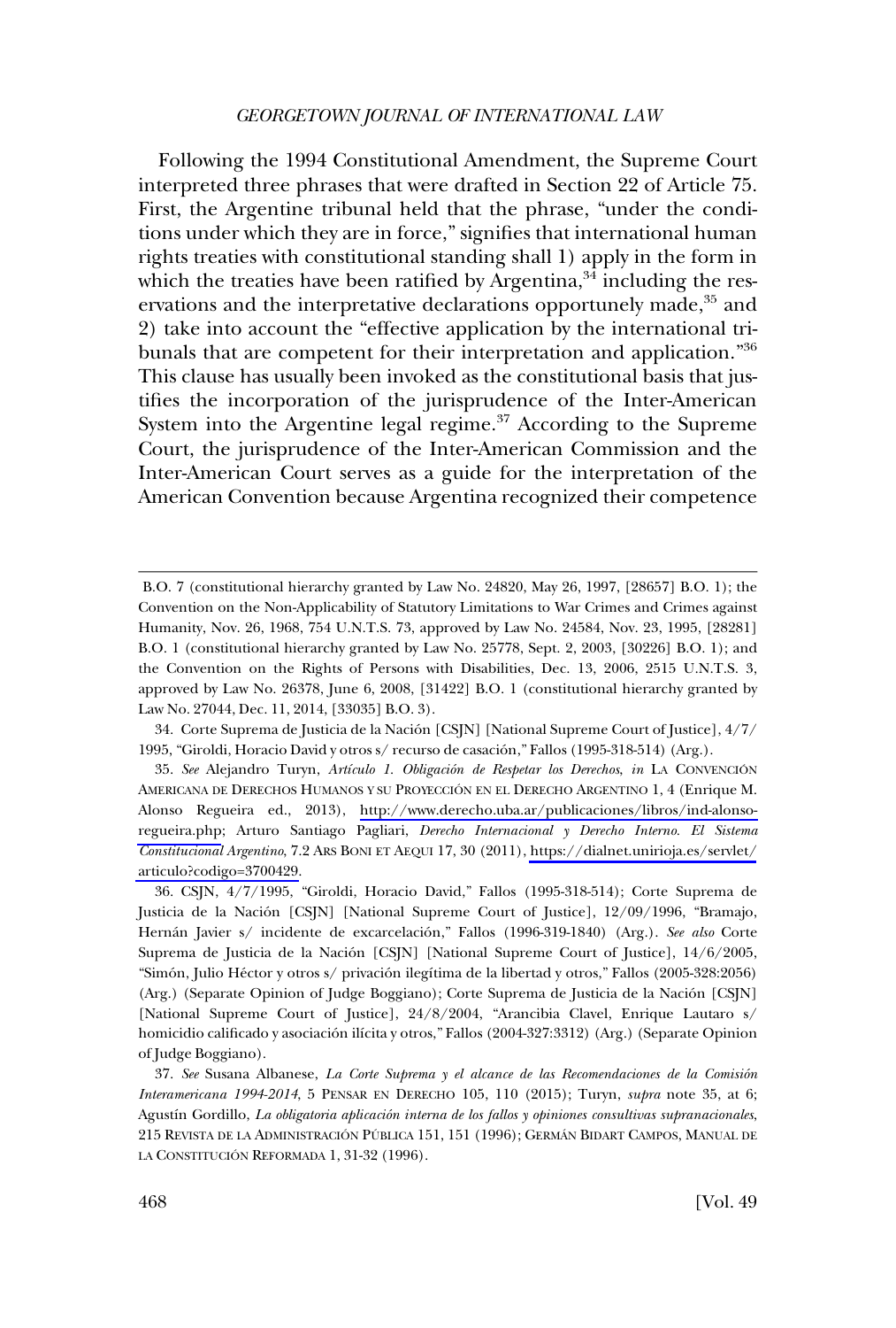Following the 1994 Constitutional Amendment, the Supreme Court interpreted three phrases that were drafted in Section 22 of Article 75. First, the Argentine tribunal held that the phrase, "under the conditions under which they are in force," signifies that international human rights treaties with constitutional standing shall 1) apply in the form in which the treaties have been ratified by Argentina,[34] including the reservations and the interpretative declarations opportunely made,[35] and 2) take into account the "effective application by the international tribunals that are competent for their interpretation and application."[36] This clause has usually been invoked as the constitutional basis that justifies the incorporation of the jurisprudence of the Inter-American System into the Argentine legal regime.[37] According to the Supreme Court, the jurisprudence of the Inter-American Commission and the Inter-American Court serves as a guide for the interpretation of the American Convention because Argentina recognized their competence

---

B.O. 7 (constitutional hierarchy granted by Law No. 24820, May 26, 1997, [28657] B.O. 1); the Convention on the Non-Applicability of Statutory Limitations to War Crimes and Crimes against Humanity, Nov. 26, 1968, 754 U.N.T.S. 73, approved by Law No. 24584, Nov. 23, 1995, [28281] B.O. 1 (constitutional hierarchy granted by Law No. 25778, Sept. 2, 2003, [30226] B.O. 1); and the Convention on the Rights of Persons with Disabilities, Dec. 13, 2006, 2515 U.N.T.S. 3, approved by Law No. 26378, June 6, 2008, [31422] B.O. 1 (constitutional hierarchy granted by Law No. 27044, Dec. 11, 2014, [33035] B.O. 3).

34. Corte Suprema de Justicia de la Nación [CSJN] [National Supreme Court of Justice], 4/7/1995, "Giroldi, Horacio David y otros s/ recurso de casación," Fallos (1995-318-514) (Arg.).

35. *See* Alejandro Turyn, *Artículo 1. Obligación de Respetar los Derechos*, *in* LA CONVENCIÓN AMERICANA DE DERECHOS HUMANOS Y SU PROYECCIÓN EN EL DERECHO ARGENTINO 1, 4 (Enrique M. Alonso Regueira ed., 2013), http://www.derecho.uba.ar/publicaciones/libros/ind-alonso-regueira.php; Arturo Santiago Pagliari, *Derecho Internacional y Derecho Interno. El Sistema Constitucional Argentino*, 7.2 ARS BONI ET AEQUI 17, 30 (2011), https://dialnet.unirioja.es/servlet/articulo?codigo=3700429.

36. CSJN, 4/7/1995, "Giroldi, Horacio David," Fallos (1995-318-514); Corte Suprema de Justicia de la Nación [CSJN] [National Supreme Court of Justice], 12/09/1996, "Bramajo, Hernán Javier s/ incidente de excarcelación," Fallos (1996-319-1840) (Arg.). *See also* Corte Suprema de Justicia de la Nación [CSJN] [National Supreme Court of Justice], 14/6/2005, "Simón, Julio Héctor y otros s/ privación ilegítima de la libertad y otros," Fallos (2005-328:2056) (Arg.) (Separate Opinion of Judge Boggiano); Corte Suprema de Justicia de la Nación [CSJN] [National Supreme Court of Justice], 24/8/2004, "Arancibia Clavel, Enrique Lautaro s/ homicidio calificado y asociación ilícita y otros," Fallos (2004-327:3312) (Arg.) (Separate Opinion of Judge Boggiano).

37. *See* Susana Albanese, *La Corte Suprema y el alcance de las Recomendaciones de la Comisión Interamericana 1994-2014*, 5 PENSAR EN DERECHO 105, 110 (2015); Turyn, *supra* note 35, at 6; Agustín Gordillo, *La obligatoria aplicación interna de los fallos y opiniones consultivas supranacionales*, 215 REVISTA DE LA ADMINISTRACIÓN PÚBLICA 151, 151 (1996); GERMÁN BIDART CAMPOS, MANUAL DE LA CONSTITUCIÓN REFORMADA 1, 31-32 (1996).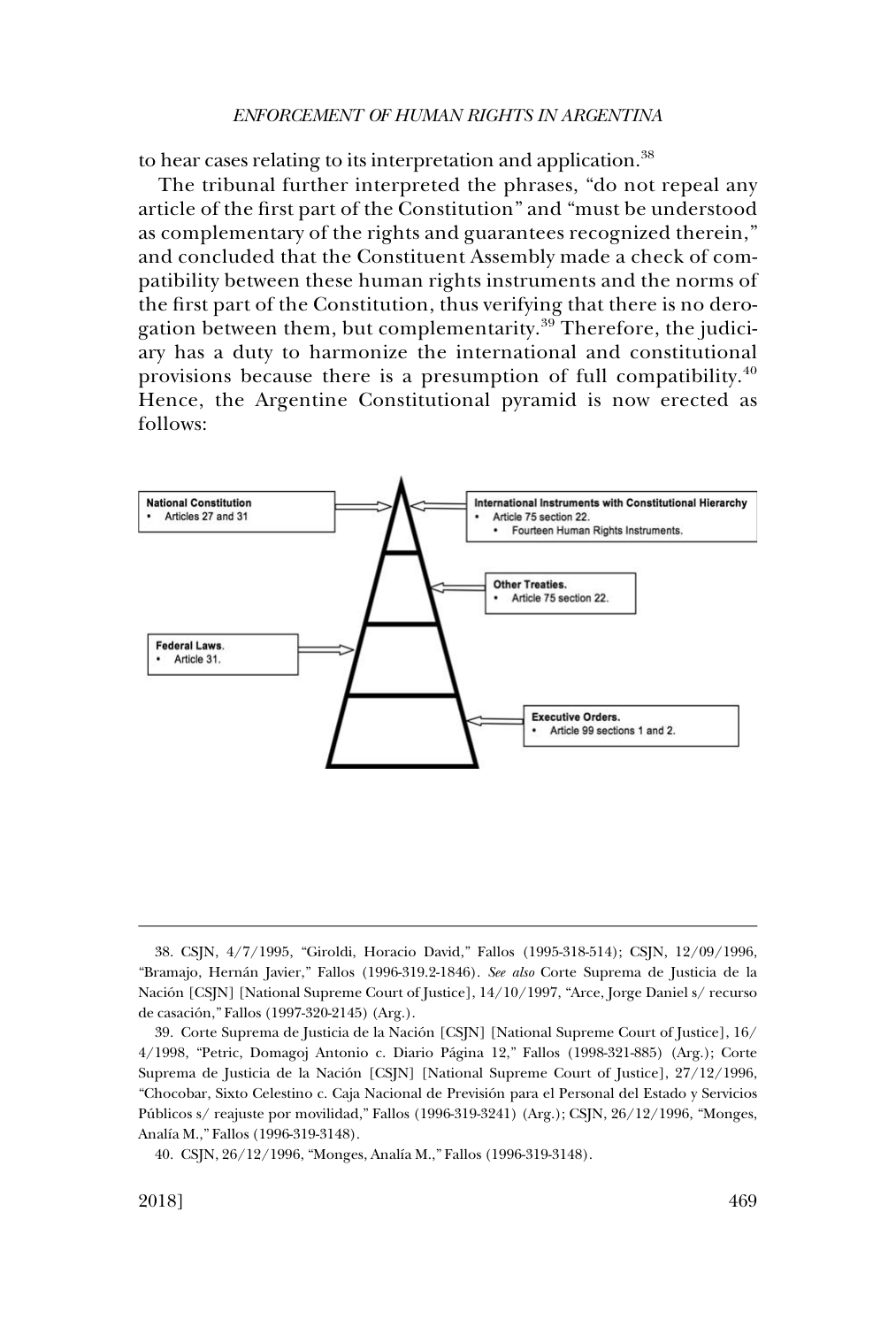to hear cases relating to its interpretation and application.[38]

The tribunal further interpreted the phrases, "do not repeal any article of the first part of the Constitution" and "must be understood as complementary of the rights and guarantees recognized therein," and concluded that the Constituent Assembly made a check of compatibility between these human rights instruments and the norms of the first part of the Constitution, thus verifying that there is no derogation between them, but complementarity.[39] Therefore, the judiciary has a duty to harmonize the international and constitutional provisions because there is a presumption of full compatibility.[40] Hence, the Argentine Constitutional pyramid is now erected as follows:

**National Constitution**
- Articles 27 and 31

**International Instruments with Constitutional Hierarchy**
- Article 75 section 22.
  - Fourteen Human Rights Instruments.

**Other Treaties.**
- Article 75 section 22.

**Federal Laws.**
- Article 31.

**Executive Orders.**
- Article 99 sections 1 and 2.

---

38. CSJN, 4/7/1995, "Giroldi, Horacio David," Fallos (1995-318-514); CSJN, 12/09/1996, "Bramajo, Hernán Javier," Fallos (1996-319.2-1846). *See also* Corte Suprema de Justicia de la Nación [CSJN] [National Supreme Court of Justice], 14/10/1997, "Arce, Jorge Daniel s/ recurso de casación," Fallos (1997-320-2145) (Arg.).

39. Corte Suprema de Justicia de la Nación [CSJN] [National Supreme Court of Justice], 16/4/1998, "Petric, Domagoj Antonio c. Diario Página 12," Fallos (1998-321-885) (Arg.); Corte Suprema de Justicia de la Nación [CSJN] [National Supreme Court of Justice], 27/12/1996, "Chocobar, Sixto Celestino c. Caja Nacional de Previsión para el Personal del Estado y Servicios Públicos s/ reajuste por movilidad," Fallos (1996-319-3241) (Arg.); CSJN, 26/12/1996, "Monges, Analía M.," Fallos (1996-319-3148).

40. CSJN, 26/12/1996, "Monges, Analía M.," Fallos (1996-319-3148).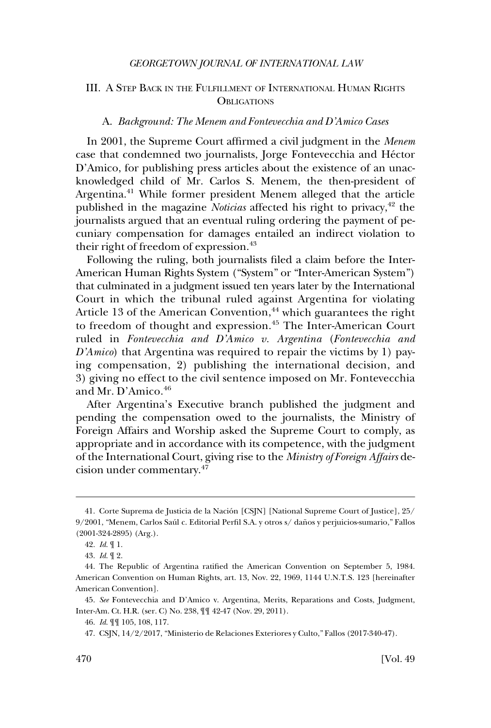## III. A Step Back in the Fulfillment of International Human Rights Obligations

### A. *Background: The Menem and Fontevecchia and D'Amico Cases*

In 2001, the Supreme Court affirmed a civil judgment in the *Menem* case that condemned two journalists, Jorge Fontevecchia and Héctor D'Amico, for publishing press articles about the existence of an unacknowledged child of Mr. Carlos S. Menem, the then-president of Argentina.[41] While former president Menem alleged that the article published in the magazine *Noticias* affected his right to privacy,[42] the journalists argued that an eventual ruling ordering the payment of pecuniary compensation for damages entailed an indirect violation to their right of freedom of expression.[43]

Following the ruling, both journalists filed a claim before the Inter-American Human Rights System ("System" or "Inter-American System") that culminated in a judgment issued ten years later by the International Court in which the tribunal ruled against Argentina for violating Article 13 of the American Convention,[44] which guarantees the right to freedom of thought and expression.[45] The Inter-American Court ruled in *Fontevecchia and D'Amico v. Argentina* (*Fontevecchia and D'Amico*) that Argentina was required to repair the victims by 1) paying compensation, 2) publishing the international decision, and 3) giving no effect to the civil sentence imposed on Mr. Fontevecchia and Mr. D'Amico.[46]

After Argentina's Executive branch published the judgment and pending the compensation owed to the journalists, the Ministry of Foreign Affairs and Worship asked the Supreme Court to comply, as appropriate and in accordance with its competence, with the judgment of the International Court, giving rise to the *Ministry of Foreign Affairs* decision under commentary.[47]

---

41. Corte Suprema de Justicia de la Nación [CSJN] [National Supreme Court of Justice], 25/9/2001, "Menem, Carlos Saúl c. Editorial Perfil S.A. y otros s/ daños y perjuicios-sumario," Fallos (2001-324-2895) (Arg.).

42. *Id.* ¶ 1.

43. *Id.* ¶ 2.

44. The Republic of Argentina ratified the American Convention on September 5, 1984. American Convention on Human Rights, art. 13, Nov. 22, 1969, 1144 U.N.T.S. 123 [hereinafter American Convention].

45. *See* Fontevecchia and D'Amico v. Argentina, Merits, Reparations and Costs, Judgment, Inter-Am. Ct. H.R. (ser. C) No. 238, ¶¶ 42-47 (Nov. 29, 2011).

46. *Id.* ¶¶ 105, 108, 117.

47. CSJN, 14/2/2017, "Ministerio de Relaciones Exteriores y Culto," Fallos (2017-340-47).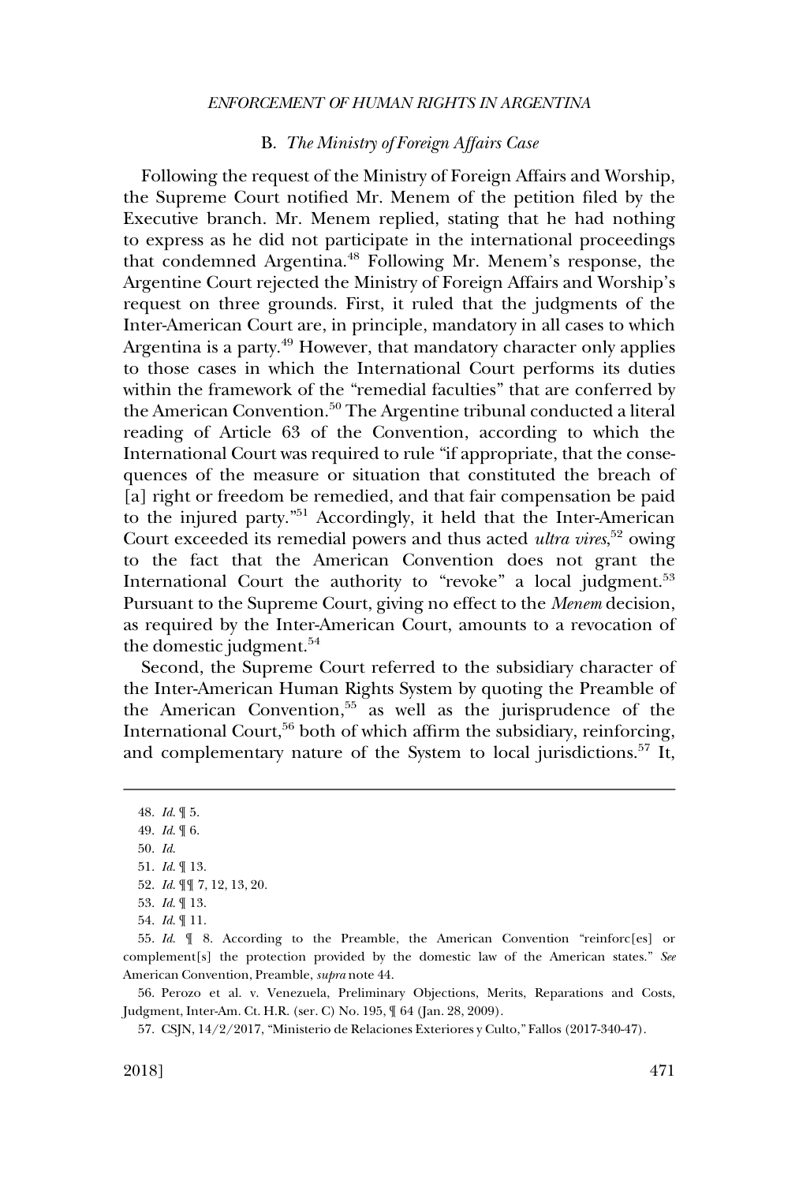## B. *The Ministry of Foreign Affairs Case*

Following the request of the Ministry of Foreign Affairs and Worship, the Supreme Court notified Mr. Menem of the petition filed by the Executive branch. Mr. Menem replied, stating that he had nothing to express as he did not participate in the international proceedings that condemned Argentina.[48] Following Mr. Menem's response, the Argentine Court rejected the Ministry of Foreign Affairs and Worship's request on three grounds. First, it ruled that the judgments of the Inter-American Court are, in principle, mandatory in all cases to which Argentina is a party.[49] However, that mandatory character only applies to those cases in which the International Court performs its duties within the framework of the "remedial faculties" that are conferred by the American Convention.[50] The Argentine tribunal conducted a literal reading of Article 63 of the Convention, according to which the International Court was required to rule "if appropriate, that the consequences of the measure or situation that constituted the breach of [a] right or freedom be remedied, and that fair compensation be paid to the injured party."[51] Accordingly, it held that the Inter-American Court exceeded its remedial powers and thus acted *ultra vires*,[52] owing to the fact that the American Convention does not grant the International Court the authority to "revoke" a local judgment.[53] Pursuant to the Supreme Court, giving no effect to the *Menem* decision, as required by the Inter-American Court, amounts to a revocation of the domestic judgment.[54]

Second, the Supreme Court referred to the subsidiary character of the Inter-American Human Rights System by quoting the Preamble of the American Convention,[55] as well as the jurisprudence of the International Court,[56] both of which affirm the subsidiary, reinforcing, and complementary nature of the System to local jurisdictions.[57] It,

---

48. *Id.* ¶ 5.

49. *Id.* ¶ 6.

50. *Id.*

51. *Id.* ¶ 13.

52. *Id.* ¶¶ 7, 12, 13, 20.

53. *Id.* ¶ 13.

54. *Id.* ¶ 11.

55. *Id.* ¶ 8. According to the Preamble, the American Convention "reinforc[es] or complement[s] the protection provided by the domestic law of the American states." *See* American Convention, Preamble, *supra* note 44.

56. Perozo et al. v. Venezuela, Preliminary Objections, Merits, Reparations and Costs, Judgment, Inter-Am. Ct. H.R. (ser. C) No. 195, ¶ 64 (Jan. 28, 2009).

57. CSJN, 14/2/2017, "Ministerio de Relaciones Exteriores y Culto," Fallos (2017-340-47).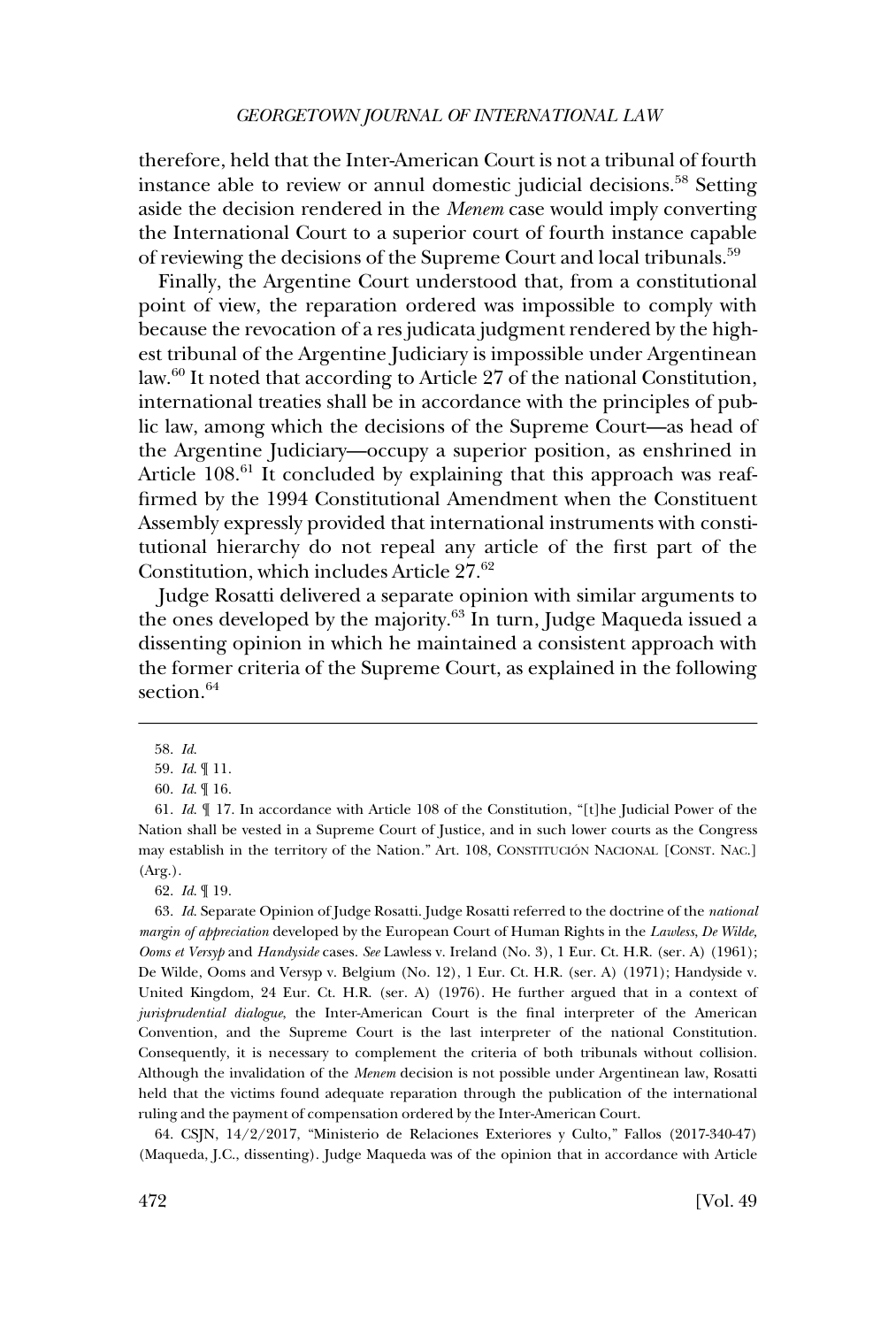therefore, held that the Inter-American Court is not a tribunal of fourth instance able to review or annul domestic judicial decisions.[58] Setting aside the decision rendered in the *Menem* case would imply converting the International Court to a superior court of fourth instance capable of reviewing the decisions of the Supreme Court and local tribunals.[59]

Finally, the Argentine Court understood that, from a constitutional point of view, the reparation ordered was impossible to comply with because the revocation of a res judicata judgment rendered by the highest tribunal of the Argentine Judiciary is impossible under Argentinean law.[60] It noted that according to Article 27 of the national Constitution, international treaties shall be in accordance with the principles of public law, among which the decisions of the Supreme Court—as head of the Argentine Judiciary—occupy a superior position, as enshrined in Article 108.[61] It concluded by explaining that this approach was reaffirmed by the 1994 Constitutional Amendment when the Constituent Assembly expressly provided that international instruments with constitutional hierarchy do not repeal any article of the first part of the Constitution, which includes Article 27.[62]

Judge Rosatti delivered a separate opinion with similar arguments to the ones developed by the majority.[63] In turn, Judge Maqueda issued a dissenting opinion in which he maintained a consistent approach with the former criteria of the Supreme Court, as explained in the following section.[64]

---

58. *Id.*

59. *Id.* ¶ 11.

60. *Id.* ¶ 16.

61. *Id.* ¶ 17. In accordance with Article 108 of the Constitution, "[t]he Judicial Power of the Nation shall be vested in a Supreme Court of Justice, and in such lower courts as the Congress may establish in the territory of the Nation." Art. 108, CONSTITUCIÓN NACIONAL [CONST. NAC.] (Arg.).

62. *Id.* ¶ 19.

63. *Id.* Separate Opinion of Judge Rosatti. Judge Rosatti referred to the doctrine of the *national margin of appreciation* developed by the European Court of Human Rights in the *Lawless*, *De Wilde, Ooms et Versyp* and *Handyside* cases. *See* Lawless v. Ireland (No. 3), 1 Eur. Ct. H.R. (ser. A) (1961); De Wilde, Ooms and Versyp v. Belgium (No. 12), 1 Eur. Ct. H.R. (ser. A) (1971); Handyside v. United Kingdom, 24 Eur. Ct. H.R. (ser. A) (1976). He further argued that in a context of *jurisprudential dialogue*, the Inter-American Court is the final interpreter of the American Convention, and the Supreme Court is the last interpreter of the national Constitution. Consequently, it is necessary to complement the criteria of both tribunals without collision. Although the invalidation of the *Menem* decision is not possible under Argentinean law, Rosatti held that the victims found adequate reparation through the publication of the international ruling and the payment of compensation ordered by the Inter-American Court.

64. CSJN, 14/2/2017, "Ministerio de Relaciones Exteriores y Culto," Fallos (2017-340-47) (Maqueda, J.C., dissenting). Judge Maqueda was of the opinion that in accordance with Article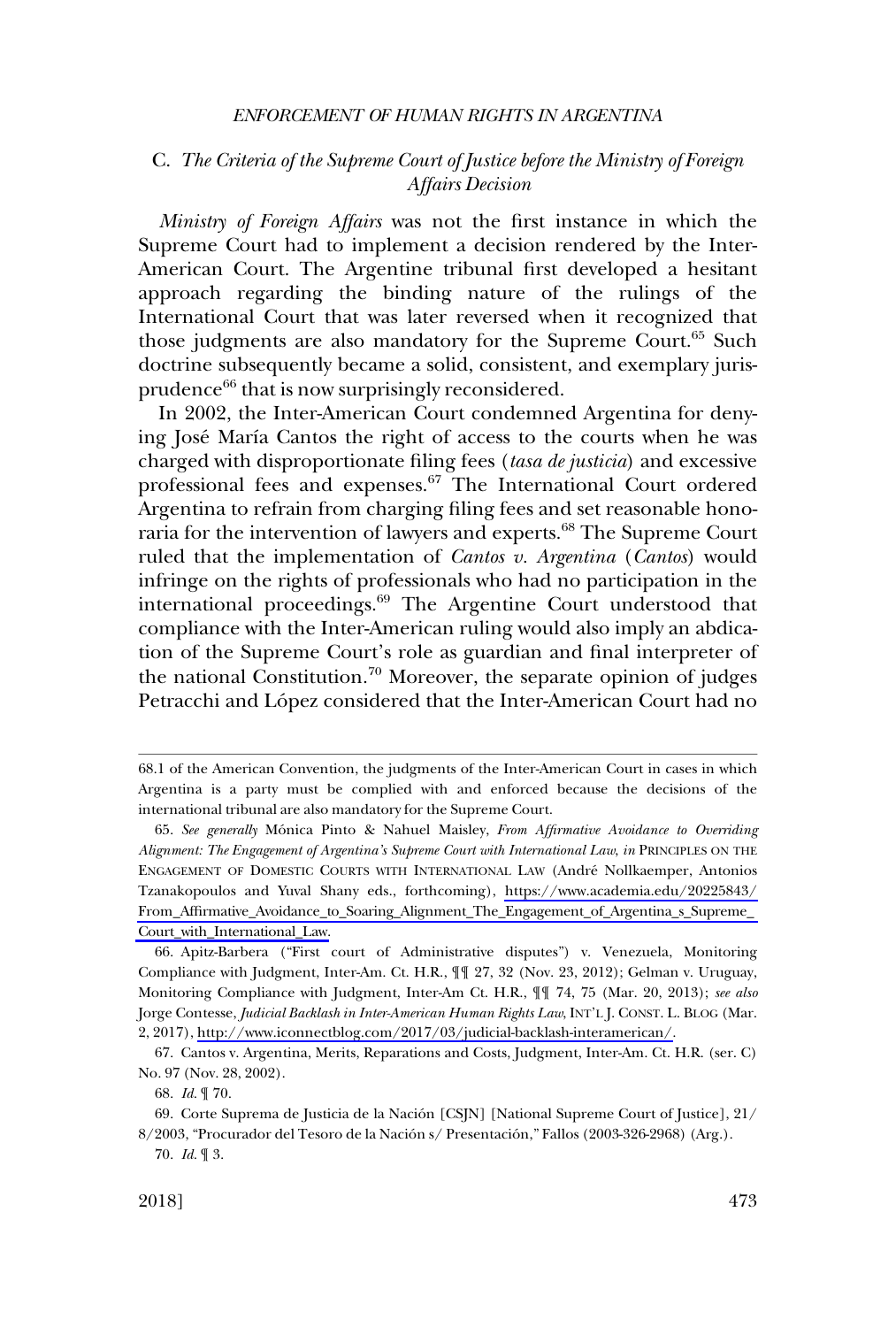## C. *The Criteria of the Supreme Court of Justice before the Ministry of Foreign Affairs Decision*

*Ministry of Foreign Affairs* was not the first instance in which the Supreme Court had to implement a decision rendered by the Inter-American Court. The Argentine tribunal first developed a hesitant approach regarding the binding nature of the rulings of the International Court that was later reversed when it recognized that those judgments are also mandatory for the Supreme Court.[65] Such doctrine subsequently became a solid, consistent, and exemplary jurisprudence[66] that is now surprisingly reconsidered.

In 2002, the Inter-American Court condemned Argentina for denying José María Cantos the right of access to the courts when he was charged with disproportionate filing fees (*tasa de justicia*) and excessive professional fees and expenses.[67] The International Court ordered Argentina to refrain from charging filing fees and set reasonable honoraria for the intervention of lawyers and experts.[68] The Supreme Court ruled that the implementation of *Cantos v. Argentina* (*Cantos*) would infringe on the rights of professionals who had no participation in the international proceedings.[69] The Argentine Court understood that compliance with the Inter-American ruling would also imply an abdication of the Supreme Court's role as guardian and final interpreter of the national Constitution.[70] Moreover, the separate opinion of judges Petracchi and López considered that the Inter-American Court had no

---

68.1 of the American Convention, the judgments of the Inter-American Court in cases in which Argentina is a party must be complied with and enforced because the decisions of the international tribunal are also mandatory for the Supreme Court.

65. *See generally* Mónica Pinto & Nahuel Maisley, *From Affirmative Avoidance to Overriding Alignment: The Engagement of Argentina's Supreme Court with International Law*, *in* PRINCIPLES ON THE ENGAGEMENT OF DOMESTIC COURTS WITH INTERNATIONAL LAW (André Nollkaemper, Antonios Tzanakopoulos and Yuval Shany eds., forthcoming), https://www.academia.edu/20225843/From_Affirmative_Avoidance_to_Soaring_Alignment_The_Engagement_of_Argentina_s_Supreme_Court_with_International_Law.

66. Apitz-Barbera ("First court of Administrative disputes") v. Venezuela, Monitoring Compliance with Judgment, Inter-Am. Ct. H.R., ¶¶ 27, 32 (Nov. 23, 2012); Gelman v. Uruguay, Monitoring Compliance with Judgment, Inter-Am Ct. H.R., ¶¶ 74, 75 (Mar. 20, 2013); *see also* Jorge Contesse, *Judicial Backlash in Inter-American Human Rights Law*, INT'L J. CONST. L. BLOG (Mar. 2, 2017), http://www.iconnectblog.com/2017/03/judicial-backlash-interamerican/.

67. Cantos v. Argentina, Merits, Reparations and Costs, Judgment, Inter-Am. Ct. H.R. (ser. C) No. 97 (Nov. 28, 2002).

68. *Id.* ¶ 70.

69. Corte Suprema de Justicia de la Nación [CSJN] [National Supreme Court of Justice], 21/8/2003, "Procurador del Tesoro de la Nación s/ Presentación," Fallos (2003-326-2968) (Arg.).

70. *Id.* ¶ 3.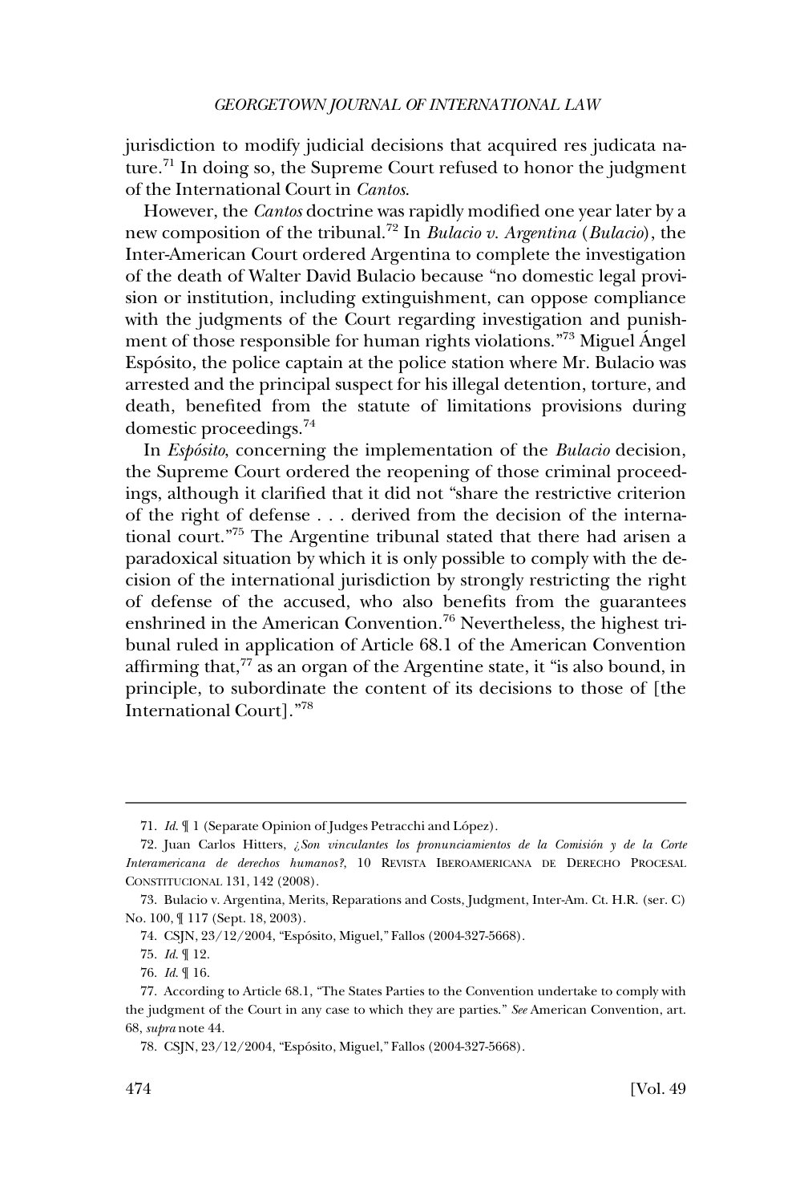jurisdiction to modify judicial decisions that acquired res judicata nature.[71] In doing so, the Supreme Court refused to honor the judgment of the International Court in *Cantos*.

However, the *Cantos* doctrine was rapidly modified one year later by a new composition of the tribunal.[72] In *Bulacio v. Argentina* (*Bulacio*), the Inter-American Court ordered Argentina to complete the investigation of the death of Walter David Bulacio because "no domestic legal provision or institution, including extinguishment, can oppose compliance with the judgments of the Court regarding investigation and punishment of those responsible for human rights violations."[73] Miguel Ángel Espósito, the police captain at the police station where Mr. Bulacio was arrested and the principal suspect for his illegal detention, torture, and death, benefited from the statute of limitations provisions during domestic proceedings.[74]

In *Espósito*, concerning the implementation of the *Bulacio* decision, the Supreme Court ordered the reopening of those criminal proceedings, although it clarified that it did not "share the restrictive criterion of the right of defense . . . derived from the decision of the international court."[75] The Argentine tribunal stated that there had arisen a paradoxical situation by which it is only possible to comply with the decision of the international jurisdiction by strongly restricting the right of defense of the accused, who also benefits from the guarantees enshrined in the American Convention.[76] Nevertheless, the highest tribunal ruled in application of Article 68.1 of the American Convention affirming that,[77] as an organ of the Argentine state, it "is also bound, in principle, to subordinate the content of its decisions to those of [the International Court]."[78]

---

71. *Id.* ¶ 1 (Separate Opinion of Judges Petracchi and López).

72. Juan Carlos Hitters, *¿Son vinculantes los pronunciamientos de la Comisión y de la Corte Interamericana de derechos humanos?*, 10 REVISTA IBEROAMERICANA DE DERECHO PROCESAL CONSTITUCIONAL 131, 142 (2008).

73. Bulacio v. Argentina, Merits, Reparations and Costs, Judgment, Inter-Am. Ct. H.R. (ser. C) No. 100, ¶ 117 (Sept. 18, 2003).

74. CSJN, 23/12/2004, "Espósito, Miguel," Fallos (2004-327-5668).

75. *Id.* ¶ 12.

76. *Id.* ¶ 16.

77. According to Article 68.1, "The States Parties to the Convention undertake to comply with the judgment of the Court in any case to which they are parties." *See* American Convention, art. 68, *supra* note 44.

78. CSJN, 23/12/2004, "Espósito, Miguel," Fallos (2004-327-5668).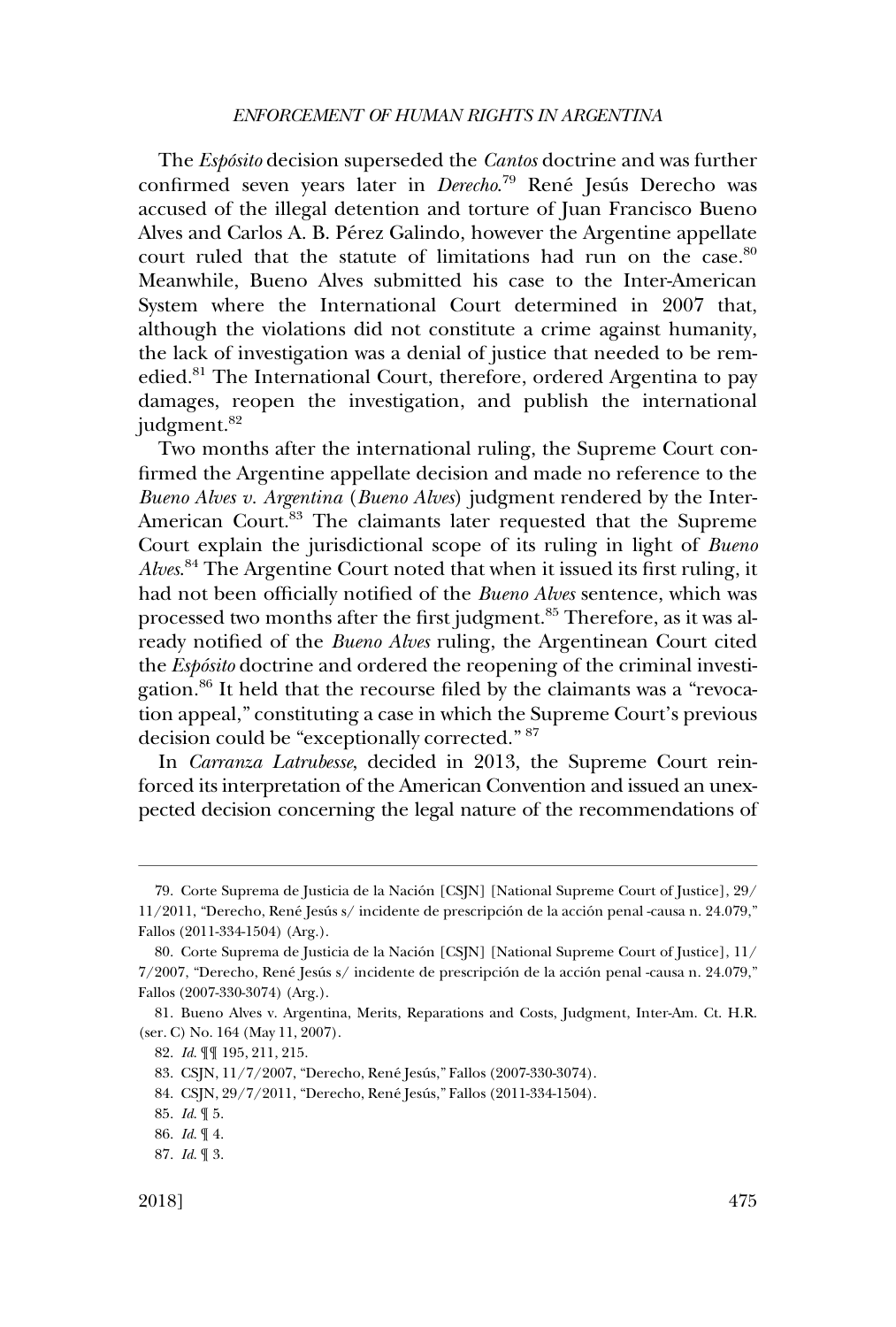The *Espósito* decision superseded the *Cantos* doctrine and was further confirmed seven years later in *Derecho*.[79] René Jesús Derecho was accused of the illegal detention and torture of Juan Francisco Bueno Alves and Carlos A. B. Pérez Galindo, however the Argentine appellate court ruled that the statute of limitations had run on the case.[80] Meanwhile, Bueno Alves submitted his case to the Inter-American System where the International Court determined in 2007 that, although the violations did not constitute a crime against humanity, the lack of investigation was a denial of justice that needed to be remedied.[81] The International Court, therefore, ordered Argentina to pay damages, reopen the investigation, and publish the international judgment.[82]

Two months after the international ruling, the Supreme Court confirmed the Argentine appellate decision and made no reference to the *Bueno Alves v. Argentina* (*Bueno Alves*) judgment rendered by the Inter-American Court.[83] The claimants later requested that the Supreme Court explain the jurisdictional scope of its ruling in light of *Bueno Alves*.[84] The Argentine Court noted that when it issued its first ruling, it had not been officially notified of the *Bueno Alves* sentence, which was processed two months after the first judgment.[85] Therefore, as it was already notified of the *Bueno Alves* ruling, the Argentinean Court cited the *Espósito* doctrine and ordered the reopening of the criminal investigation.[86] It held that the recourse filed by the claimants was a "revocation appeal," constituting a case in which the Supreme Court's previous decision could be "exceptionally corrected." [87]

In *Carranza Latrubesse*, decided in 2013, the Supreme Court reinforced its interpretation of the American Convention and issued an unexpected decision concerning the legal nature of the recommendations of

---

79. Corte Suprema de Justicia de la Nación [CSJN] [National Supreme Court of Justice], 29/11/2011, "Derecho, René Jesús s/ incidente de prescripción de la acción penal -causa n. 24.079," Fallos (2011-334-1504) (Arg.).

80. Corte Suprema de Justicia de la Nación [CSJN] [National Supreme Court of Justice], 11/7/2007, "Derecho, René Jesús s/ incidente de prescripción de la acción penal -causa n. 24.079," Fallos (2007-330-3074) (Arg.).

81. Bueno Alves v. Argentina, Merits, Reparations and Costs, Judgment, Inter-Am. Ct. H.R. (ser. C) No. 164 (May 11, 2007).

82. *Id.* ¶¶ 195, 211, 215.

83. CSJN, 11/7/2007, "Derecho, René Jesús," Fallos (2007-330-3074).

84. CSJN, 29/7/2011, "Derecho, René Jesús," Fallos (2011-334-1504).

85. *Id.* ¶ 5.

86. *Id.* ¶ 4.

87. *Id.* ¶ 3.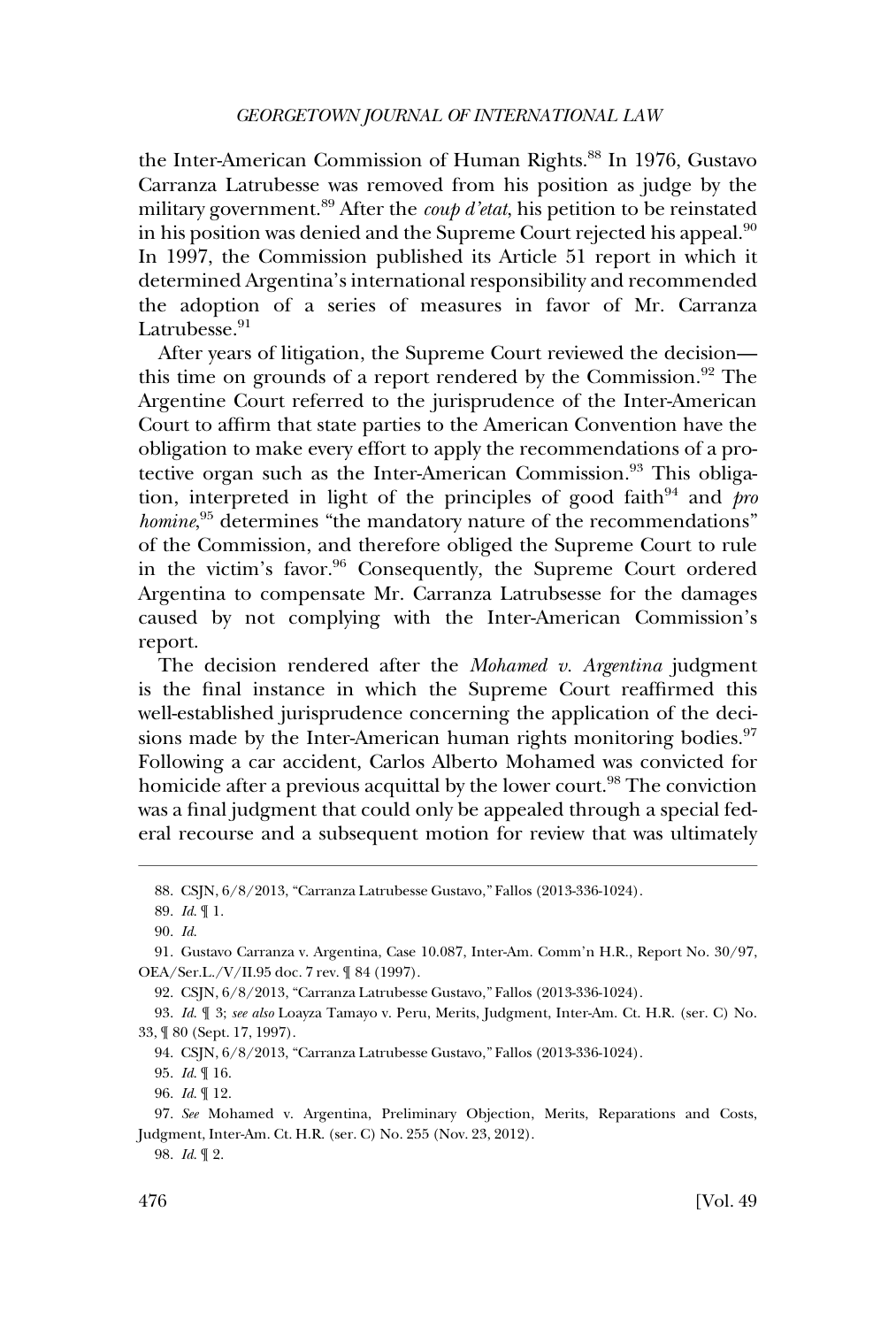the Inter-American Commission of Human Rights.[88] In 1976, Gustavo Carranza Latrubesse was removed from his position as judge by the military government.[89] After the *coup d'etat*, his petition to be reinstated in his position was denied and the Supreme Court rejected his appeal.[90] In 1997, the Commission published its Article 51 report in which it determined Argentina's international responsibility and recommended the adoption of a series of measures in favor of Mr. Carranza Latrubesse.[91]

After years of litigation, the Supreme Court reviewed the decision—this time on grounds of a report rendered by the Commission.[92] The Argentine Court referred to the jurisprudence of the Inter-American Court to affirm that state parties to the American Convention have the obligation to make every effort to apply the recommendations of a protective organ such as the Inter-American Commission.[93] This obligation, interpreted in light of the principles of good faith[94] and *pro homine*,[95] determines "the mandatory nature of the recommendations" of the Commission, and therefore obliged the Supreme Court to rule in the victim's favor.[96] Consequently, the Supreme Court ordered Argentina to compensate Mr. Carranza Latrubsesse for the damages caused by not complying with the Inter-American Commission's report.

The decision rendered after the *Mohamed v. Argentina* judgment is the final instance in which the Supreme Court reaffirmed this well-established jurisprudence concerning the application of the decisions made by the Inter-American human rights monitoring bodies.[97] Following a car accident, Carlos Alberto Mohamed was convicted for homicide after a previous acquittal by the lower court.[98] The conviction was a final judgment that could only be appealed through a special federal recourse and a subsequent motion for review that was ultimately

---

88. CSJN, 6/8/2013, "Carranza Latrubesse Gustavo," Fallos (2013-336-1024).

89. *Id.* ¶ 1.

90. *Id.*

91. Gustavo Carranza v. Argentina, Case 10.087, Inter-Am. Comm'n H.R., Report No. 30/97, OEA/Ser.L./V/II.95 doc. 7 rev. ¶ 84 (1997).

92. CSJN, 6/8/2013, "Carranza Latrubesse Gustavo," Fallos (2013-336-1024).

93. *Id.* ¶ 3; *see also* Loayza Tamayo v. Peru, Merits, Judgment, Inter-Am. Ct. H.R. (ser. C) No. 33, ¶ 80 (Sept. 17, 1997).

94. CSJN, 6/8/2013, "Carranza Latrubesse Gustavo," Fallos (2013-336-1024).

95. *Id.* ¶ 16.

96. *Id.* ¶ 12.

97. *See* Mohamed v. Argentina, Preliminary Objection, Merits, Reparations and Costs, Judgment, Inter-Am. Ct. H.R. (ser. C) No. 255 (Nov. 23, 2012).

98. *Id.* ¶ 2.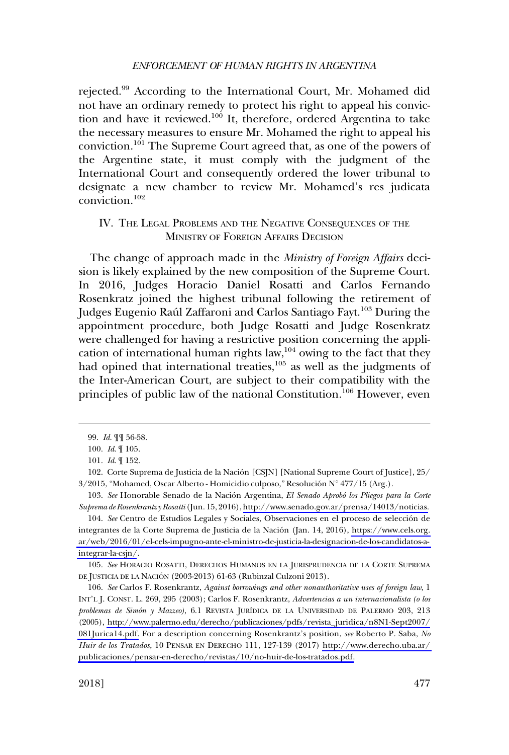rejected.[99] According to the International Court, Mr. Mohamed did not have an ordinary remedy to protect his right to appeal his conviction and have it reviewed.[100] It, therefore, ordered Argentina to take the necessary measures to ensure Mr. Mohamed the right to appeal his conviction.[101] The Supreme Court agreed that, as one of the powers of the Argentine state, it must comply with the judgment of the International Court and consequently ordered the lower tribunal to designate a new chamber to review Mr. Mohamed's res judicata conviction.[102]

## IV. The Legal Problems and the Negative Consequences of the Ministry of Foreign Affairs Decision

The change of approach made in the *Ministry of Foreign Affairs* decision is likely explained by the new composition of the Supreme Court. In 2016, Judges Horacio Daniel Rosatti and Carlos Fernando Rosenkratz joined the highest tribunal following the retirement of Judges Eugenio Raúl Zaffaroni and Carlos Santiago Fayt.[103] During the appointment procedure, both Judge Rosatti and Judge Rosenkratz were challenged for having a restrictive position concerning the application of international human rights law,[104] owing to the fact that they had opined that international treaties,[105] as well as the judgments of the Inter-American Court, are subject to their compatibility with the principles of public law of the national Constitution.[106] However, even

---

99. *Id.* ¶¶ 56-58.

100. *Id.* ¶ 105.

101. *Id.* ¶ 152.

102. Corte Suprema de Justicia de la Nación [CSJN] [National Supreme Court of Justice], 25/3/2015, "Mohamed, Oscar Alberto - Homicidio culposo," Resolución N° 477/15 (Arg.).

103. *See* Honorable Senado de la Nación Argentina, *El Senado Aprobó los Pliegos para la Corte Suprema de Rosenkrantz y Rosatti* (Jun. 15, 2016), http://www.senado.gov.ar/prensa/14013/noticias.

104. *See* Centro de Estudios Legales y Sociales, Observaciones en el proceso de selección de integrantes de la Corte Suprema de Justicia de la Nación (Jan. 14, 2016), https://www.cels.org.ar/web/2016/01/el-cels-impugno-ante-el-ministro-de-justicia-la-designacion-de-los-candidatos-a-integrar-la-csjn/.

105. *See* Horacio Rosatti, Derechos Humanos en la Jurisprudencia de la Corte Suprema de Justicia de la Nación (2003-2013) 61-63 (Rubinzal Culzoni 2013).

106. *See* Carlos F. Rosenkrantz, *Against borrowings and other nonauthoritative uses of foreign law*, 1 Int'l J. Const. L. 269, 295 (2003); Carlos F. Rosenkrantz, *Advertencias a un internacionalista (o los problemas de Simón y Mazzeo)*, 6.1 Revista Jurídica de la Universidad de Palermo 203, 213 (2005), http://www.palermo.edu/derecho/publicaciones/pdfs/revista_juridica/n8N1-Sept2007/081Jurica14.pdf. For a description concerning Rosenkrantz's position, *see* Roberto P. Saba, *No Huir de los Tratados*, 10 Pensar en Derecho 111, 127-139 (2017) http://www.derecho.uba.ar/publicaciones/pensar-en-derecho/revistas/10/no-huir-de-los-tratados.pdf.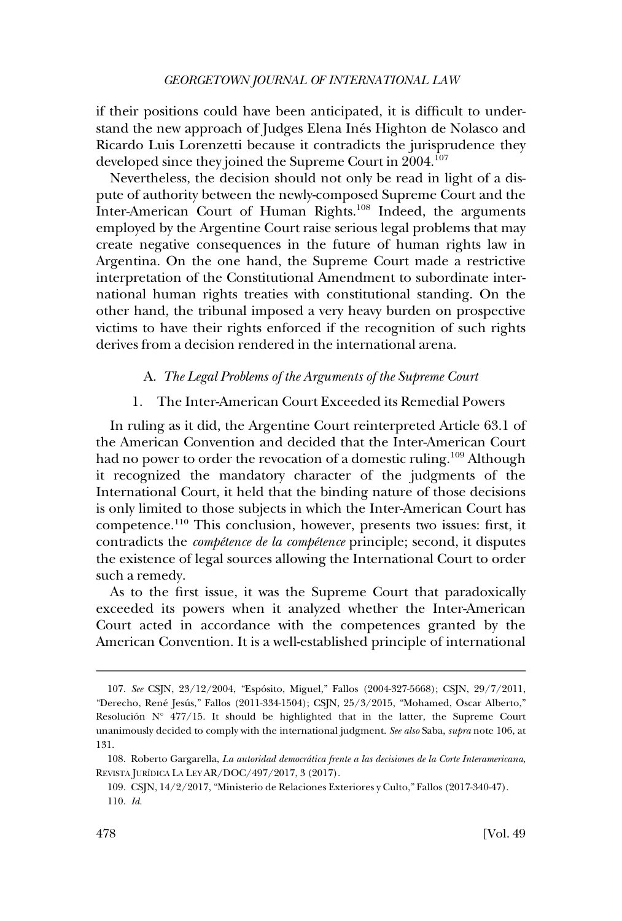if their positions could have been anticipated, it is difficult to understand the new approach of Judges Elena Inés Highton de Nolasco and Ricardo Luis Lorenzetti because it contradicts the jurisprudence they developed since they joined the Supreme Court in 2004.[107]

Nevertheless, the decision should not only be read in light of a dispute of authority between the newly-composed Supreme Court and the Inter-American Court of Human Rights.[108] Indeed, the arguments employed by the Argentine Court raise serious legal problems that may create negative consequences in the future of human rights law in Argentina. On the one hand, the Supreme Court made a restrictive interpretation of the Constitutional Amendment to subordinate international human rights treaties with constitutional standing. On the other hand, the tribunal imposed a very heavy burden on prospective victims to have their rights enforced if the recognition of such rights derives from a decision rendered in the international arena.

### A. *The Legal Problems of the Arguments of the Supreme Court*

#### 1. The Inter-American Court Exceeded its Remedial Powers

In ruling as it did, the Argentine Court reinterpreted Article 63.1 of the American Convention and decided that the Inter-American Court had no power to order the revocation of a domestic ruling.[109] Although it recognized the mandatory character of the judgments of the International Court, it held that the binding nature of those decisions is only limited to those subjects in which the Inter-American Court has competence.[110] This conclusion, however, presents two issues: first, it contradicts the *compétence de la compétence* principle; second, it disputes the existence of legal sources allowing the International Court to order such a remedy.

As to the first issue, it was the Supreme Court that paradoxically exceeded its powers when it analyzed whether the Inter-American Court acted in accordance with the competences granted by the American Convention. It is a well-established principle of international

---

107. *See* CSJN, 23/12/2004, "Espósito, Miguel," Fallos (2004-327-5668); CSJN, 29/7/2011, "Derecho, René Jesús," Fallos (2011-334-1504); CSJN, 25/3/2015, "Mohamed, Oscar Alberto," Resolución N° 477/15. It should be highlighted that in the latter, the Supreme Court unanimously decided to comply with the international judgment. *See also* Saba, *supra* note 106, at 131.

108. Roberto Gargarella, *La autoridad democrática frente a las decisiones de la Corte Interamericana*, REVISTA JURÍDICA LA LEY AR/DOC/497/2017, 3 (2017).

109. CSJN, 14/2/2017, "Ministerio de Relaciones Exteriores y Culto," Fallos (2017-340-47).

110. *Id.*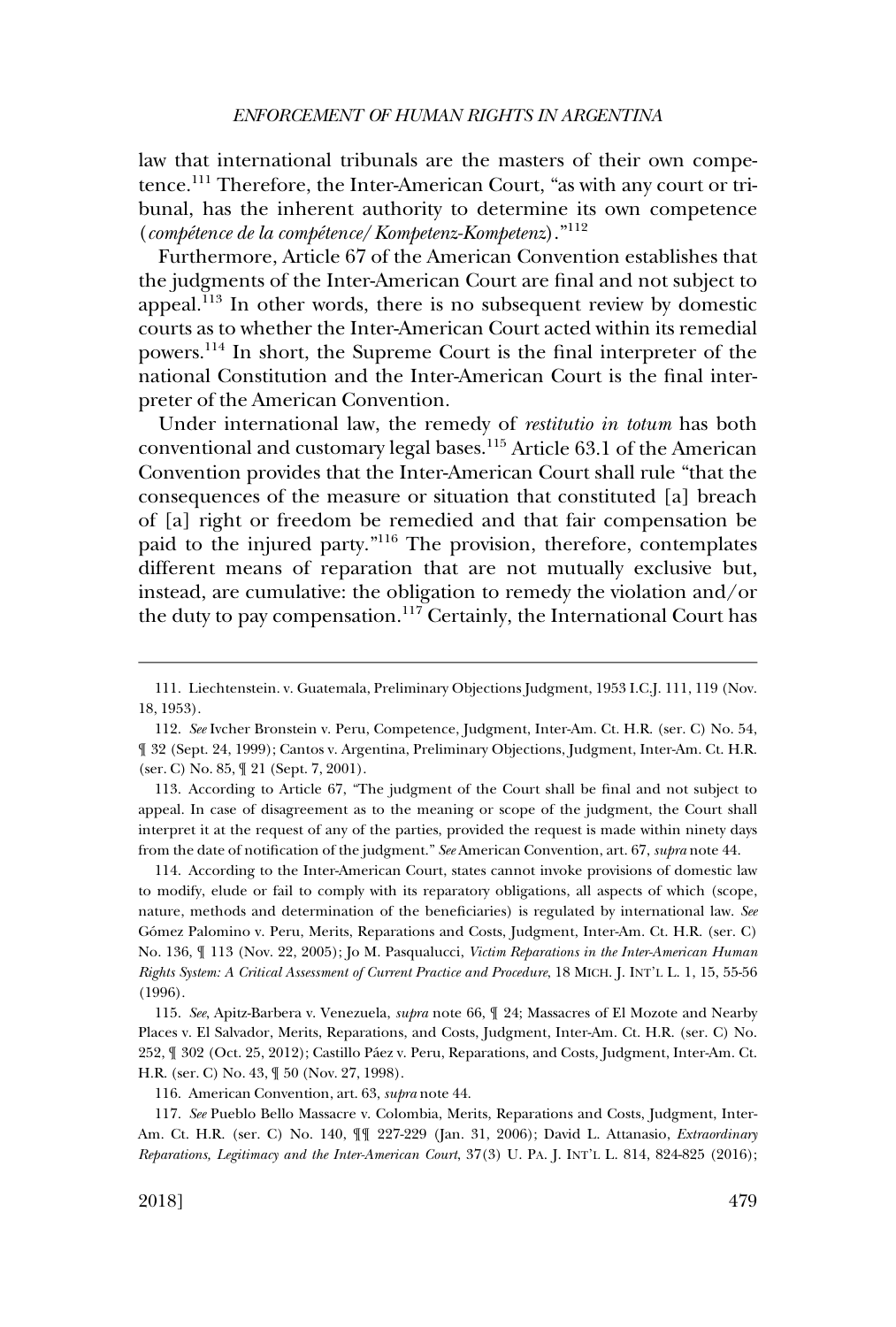law that international tribunals are the masters of their own competence.[111] Therefore, the Inter-American Court, "as with any court or tribunal, has the inherent authority to determine its own competence (*compétence de la compétence/Kompetenz-Kompetenz*)."[112]

Furthermore, Article 67 of the American Convention establishes that the judgments of the Inter-American Court are final and not subject to appeal.[113] In other words, there is no subsequent review by domestic courts as to whether the Inter-American Court acted within its remedial powers.[114] In short, the Supreme Court is the final interpreter of the national Constitution and the Inter-American Court is the final interpreter of the American Convention.

Under international law, the remedy of *restitutio in totum* has both conventional and customary legal bases.[115] Article 63.1 of the American Convention provides that the Inter-American Court shall rule "that the consequences of the measure or situation that constituted [a] breach of [a] right or freedom be remedied and that fair compensation be paid to the injured party."[116] The provision, therefore, contemplates different means of reparation that are not mutually exclusive but, instead, are cumulative: the obligation to remedy the violation and/or the duty to pay compensation.[117] Certainly, the International Court has

---

111. Liechtenstein. v. Guatemala, Preliminary Objections Judgment, 1953 I.C.J. 111, 119 (Nov. 18, 1953).

112. *See* Ivcher Bronstein v. Peru, Competence, Judgment, Inter-Am. Ct. H.R. (ser. C) No. 54, ¶ 32 (Sept. 24, 1999); Cantos v. Argentina, Preliminary Objections, Judgment, Inter-Am. Ct. H.R. (ser. C) No. 85, ¶ 21 (Sept. 7, 2001).

113. According to Article 67, "The judgment of the Court shall be final and not subject to appeal. In case of disagreement as to the meaning or scope of the judgment, the Court shall interpret it at the request of any of the parties, provided the request is made within ninety days from the date of notification of the judgment." *See* American Convention, art. 67, *supra* note 44.

114. According to the Inter-American Court, states cannot invoke provisions of domestic law to modify, elude or fail to comply with its reparatory obligations, all aspects of which (scope, nature, methods and determination of the beneficiaries) is regulated by international law. *See* Gómez Palomino v. Peru, Merits, Reparations and Costs, Judgment, Inter-Am. Ct. H.R. (ser. C) No. 136, ¶ 113 (Nov. 22, 2005); Jo M. Pasqualucci, *Victim Reparations in the Inter-American Human Rights System: A Critical Assessment of Current Practice and Procedure*, 18 MICH. J. INT'L L. 1, 15, 55-56 (1996).

115. *See*, Apitz-Barbera v. Venezuela, *supra* note 66, ¶ 24; Massacres of El Mozote and Nearby Places v. El Salvador, Merits, Reparations, and Costs, Judgment, Inter-Am. Ct. H.R. (ser. C) No. 252, ¶ 302 (Oct. 25, 2012); Castillo Páez v. Peru, Reparations, and Costs, Judgment, Inter-Am. Ct. H.R. (ser. C) No. 43, ¶ 50 (Nov. 27, 1998).

116. American Convention, art. 63, *supra* note 44.

117. *See* Pueblo Bello Massacre v. Colombia, Merits, Reparations and Costs, Judgment, Inter-Am. Ct. H.R. (ser. C) No. 140, ¶¶ 227-229 (Jan. 31, 2006); David L. Attanasio, *Extraordinary Reparations, Legitimacy and the Inter-American Court*, 37(3) U. PA. J. INT'L L. 814, 824-825 (2016);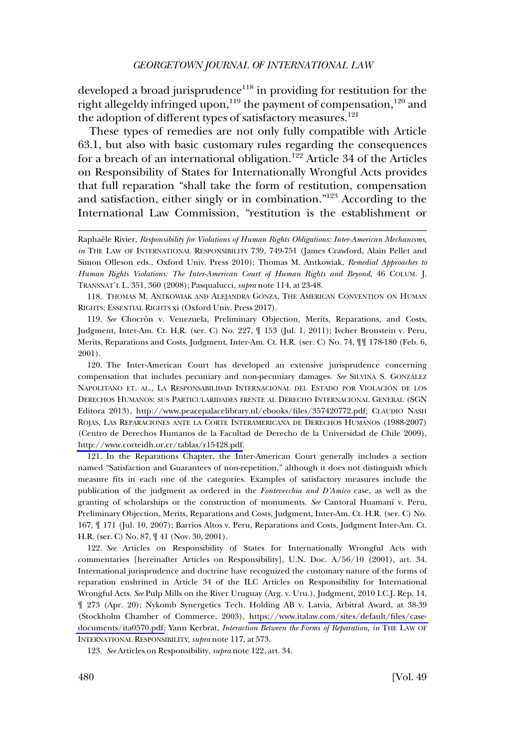developed a broad jurisprudence[118] in providing for restitution for the right allegeldy infringed upon,[119] the payment of compensation,[120] and the adoption of different types of satisfactory measures.[121]

These types of remedies are not only fully compatible with Article 63.1, but also with basic customary rules regarding the consequences for a breach of an international obligation.[122] Article 34 of the Articles on Responsibility of States for Internationally Wrongful Acts provides that full reparation "shall take the form of restitution, compensation and satisfaction, either singly or in combination."[123] According to the International Law Commission, "restitution is the establishment or

---

Raphaële Rivier, *Responsibility for Violations of Human Rights Obligations: Inter-American Mechanisms*, *in* THE LAW OF INTERNATIONAL RESPONSIBILITY 739, 749-751 (James Crawford, Alain Pellet and Simon Olleson eds., Oxford Univ. Press 2010); Thomas M. Antkowiak, *Remedial Approaches to Human Rights Violations: The Inter-American Court of Human Rights and Beyond*, 46 COLUM. J. TRANSNAT'L L. 351, 360 (2008); Pasqualucci, *supra* note 114, at 23-48.

118. THOMAS M. ANTKOWIAK AND ALEJANDRA GONZA, THE AMERICAN CONVENTION ON HUMAN RIGHTS: ESSENTIAL RIGHTS xi (Oxford Univ. Press 2017).

119. *See* Chocrón v. Venezuela, Preliminary Objection, Merits, Reparations, and Costs, Judgment, Inter-Am. Ct. H.R. (ser. C) No. 227, ¶ 153 (Jul. 1, 2011); Ivcher Bronstein v. Peru, Merits, Reparations and Costs, Judgment, Inter-Am. Ct. H.R. (ser. C) No. 74, ¶¶ 178-180 (Feb. 6, 2001).

120. The Inter-American Court has developed an extensive jurisprudence concerning compensation that includes pecuniary and non-pecuniary damages. *See* SILVINA S. GONZÁLEZ NAPOLITANO ET. AL., LA RESPONSABILIDAD INTERNACIONAL DEL ESTADO POR VIOLACIÓN DE LOS DERECHOS HUMANOS: SUS PARTICULARIDADES FRENTE AL DERECHO INTERNACIONAL GENERAL (SGN Editora 2013), http://www.peacepalacelibrary.nl/ebooks/files/357420772.pdf; CLAUDIO NASH ROJAS, LAS REPARACIONES ANTE LA CORTE INTERAMERICANA DE DERECHOS HUMANOS (1988-2007) (Centro de Derechos Humanos de la Facultad de Derecho de la Universidad de Chile 2009), http://www.corteidh.or.cr/tablas/r15428.pdf.

121. In the Reparations Chapter, the Inter-American Court generally includes a section named "Satisfaction and Guarantees of non-repetition," although it does not distinguish which measure fits in each one of the categories. Examples of satisfactory measures include the publication of the judgment as ordered in the *Fontevecchia and D'Amico* case, as well as the granting of scholarships or the construction of monuments. *See* Cantoral Huamaní v. Peru, Preliminary Objection, Merits, Reparations and Costs, Judgment, Inter-Am. Ct. H.R. (ser. C) No. 167, ¶ 171 (Jul. 10, 2007); Barrios Altos v. Peru, Reparations and Costs, Judgment Inter-Am. Ct. H.R. (ser. C) No. 87, ¶ 41 (Nov. 30, 2001).

122. *See* Articles on Responsibility of States for Internationally Wrongful Acts with commentaries [hereinafter Articles on Responsibility], U.N. Doc. A/56/10 (2001), art. 34. International jurisprudence and doctrine have recognized the customary nature of the forms of reparation enshrined in Article 34 of the ILC Articles on Responsibility for International Wrongful Acts. *See* Pulp Mills on the River Uruguay (Arg. v. Uru.), Judgment, 2010 I.C.J. Rep. 14, ¶ 273 (Apr. 20); Nykomb Synergetics Tech. Holding AB v. Latvia, Arbitral Award, at 38-39 (Stockholm Chamber of Commerce, 2003), https://www.italaw.com/sites/default/files/case-documents/ita0570.pdf; Yann Kerbrat, *Interaction Between the Forms of Reparation*, *in* THE LAW OF INTERNATIONAL RESPONSIBILITY, *supra* note 117, at 573.

123. *See* Articles on Responsibility, *supra* note 122, art. 34.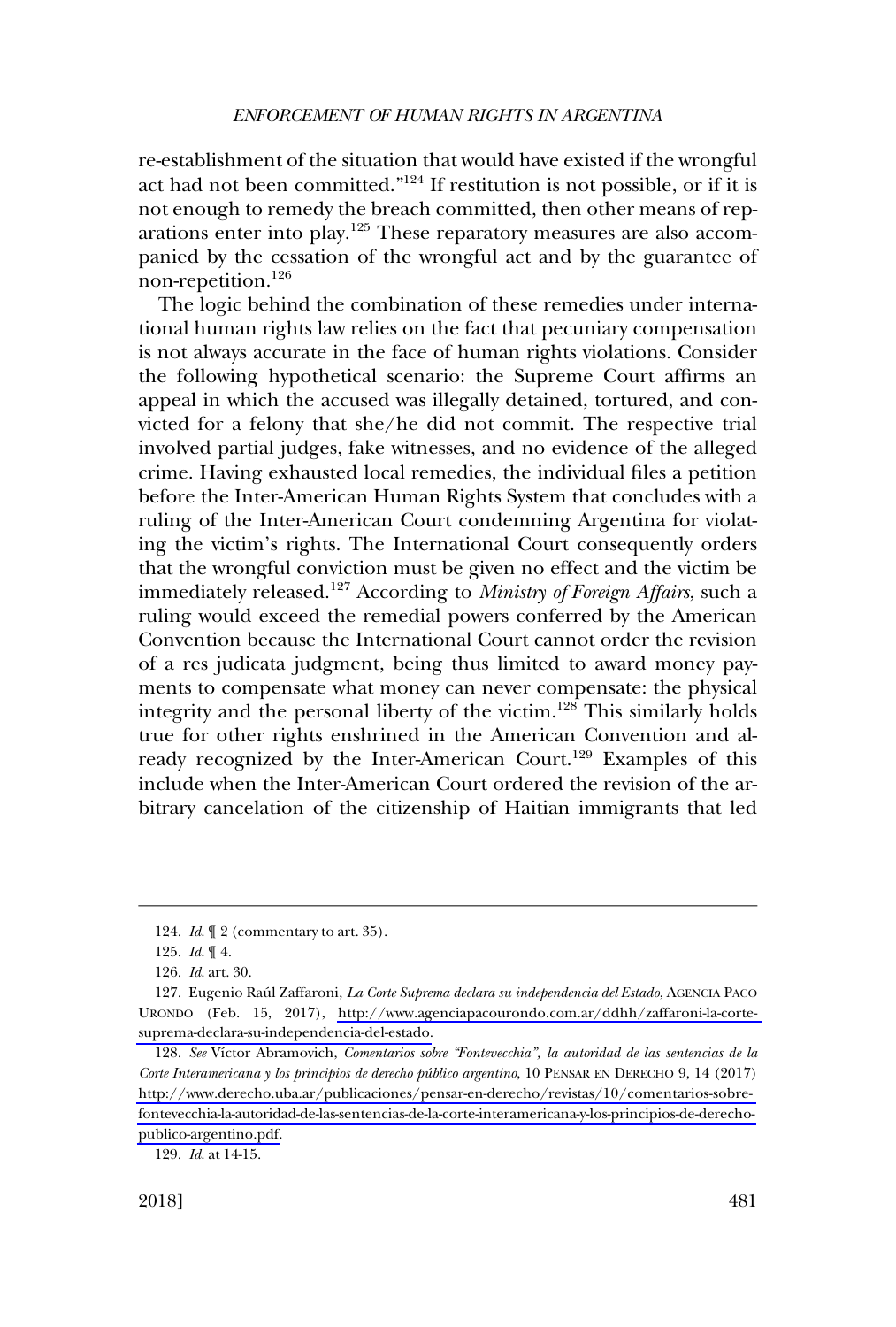re-establishment of the situation that would have existed if the wrongful act had not been committed."[124] If restitution is not possible, or if it is not enough to remedy the breach committed, then other means of reparations enter into play.[125] These reparatory measures are also accompanied by the cessation of the wrongful act and by the guarantee of non-repetition.[126]

The logic behind the combination of these remedies under international human rights law relies on the fact that pecuniary compensation is not always accurate in the face of human rights violations. Consider the following hypothetical scenario: the Supreme Court affirms an appeal in which the accused was illegally detained, tortured, and convicted for a felony that she/he did not commit. The respective trial involved partial judges, fake witnesses, and no evidence of the alleged crime. Having exhausted local remedies, the individual files a petition before the Inter-American Human Rights System that concludes with a ruling of the Inter-American Court condemning Argentina for violating the victim's rights. The International Court consequently orders that the wrongful conviction must be given no effect and the victim be immediately released.[127] According to *Ministry of Foreign Affairs*, such a ruling would exceed the remedial powers conferred by the American Convention because the International Court cannot order the revision of a res judicata judgment, being thus limited to award money payments to compensate what money can never compensate: the physical integrity and the personal liberty of the victim.[128] This similarly holds true for other rights enshrined in the American Convention and already recognized by the Inter-American Court.[129] Examples of this include when the Inter-American Court ordered the revision of the arbitrary cancelation of the citizenship of Haitian immigrants that led

---

124. *Id.* ¶ 2 (commentary to art. 35).

125. *Id.* ¶ 4.

126. *Id.* art. 30.

127. Eugenio Raúl Zaffaroni, *La Corte Suprema declara su independencia del Estado*, AGENCIA PACO URONDO (Feb. 15, 2017), http://www.agenciapacourondo.com.ar/ddhh/zaffaroni-la-corte-suprema-declara-su-independencia-del-estado.

128. *See* Víctor Abramovich, *Comentarios sobre "Fontevecchia", la autoridad de las sentencias de la Corte Interamericana y los principios de derecho público argentino*, 10 PENSAR EN DERECHO 9, 14 (2017) http://www.derecho.uba.ar/publicaciones/pensar-en-derecho/revistas/10/comentarios-sobre-fontevecchia-la-autoridad-de-las-sentencias-de-la-corte-interamericana-y-los-principios-de-derecho-publico-argentino.pdf.

129. *Id.* at 14-15.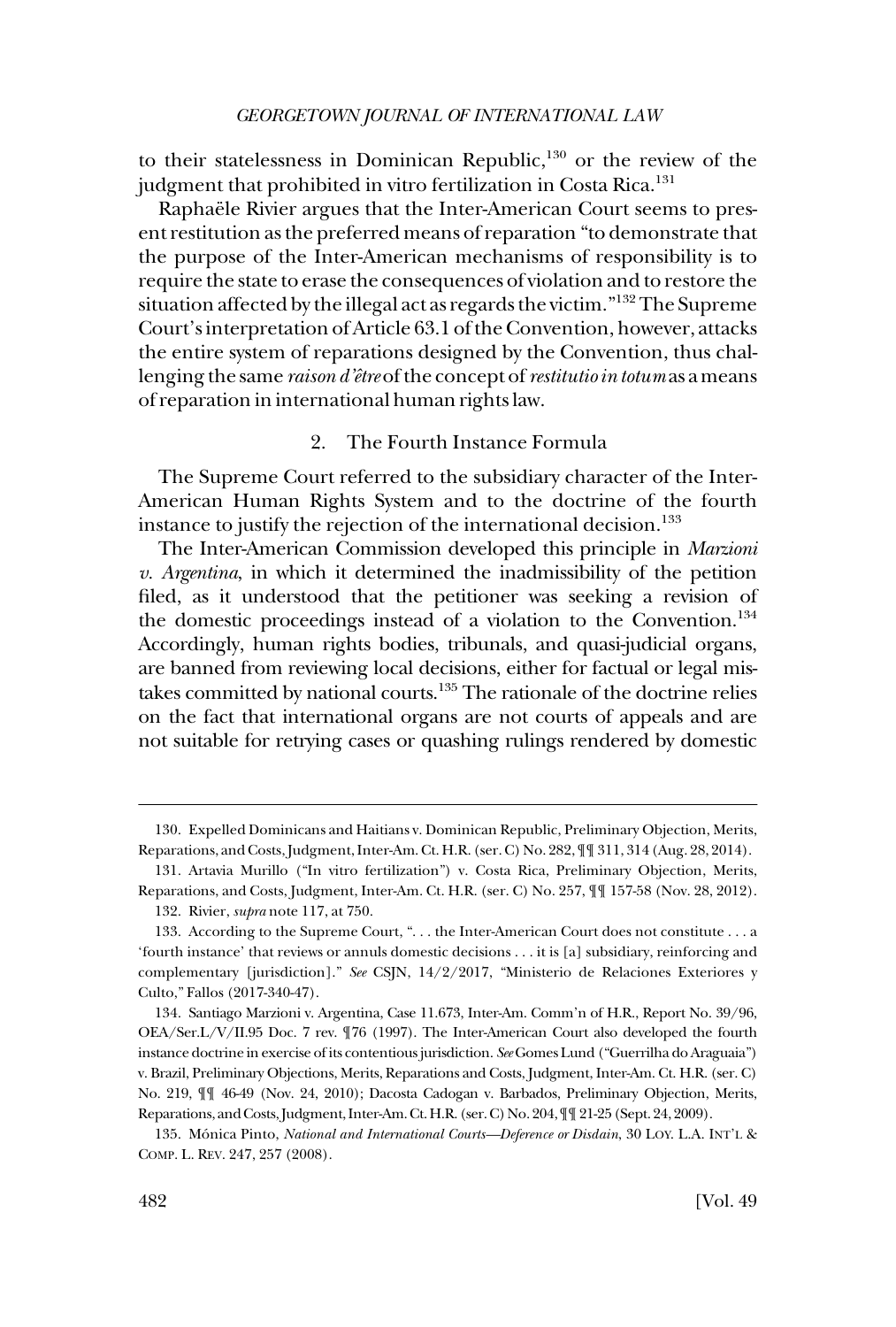to their statelessness in Dominican Republic,[130] or the review of the judgment that prohibited in vitro fertilization in Costa Rica.[131]

Raphaële Rivier argues that the Inter-American Court seems to present restitution as the preferred means of reparation "to demonstrate that the purpose of the Inter-American mechanisms of responsibility is to require the state to erase the consequences of violation and to restore the situation affected by the illegal act as regards the victim."[132] The Supreme Court's interpretation of Article 63.1 of the Convention, however, attacks the entire system of reparations designed by the Convention, thus challenging the same *raison d'être* of the concept of *restitutio in totum* as a means of reparation in international human rights law.

### 2. The Fourth Instance Formula

The Supreme Court referred to the subsidiary character of the Inter-American Human Rights System and to the doctrine of the fourth instance to justify the rejection of the international decision.[133]

The Inter-American Commission developed this principle in *Marzioni v. Argentina*, in which it determined the inadmissibility of the petition filed, as it understood that the petitioner was seeking a revision of the domestic proceedings instead of a violation to the Convention.[134] Accordingly, human rights bodies, tribunals, and quasi-judicial organs, are banned from reviewing local decisions, either for factual or legal mistakes committed by national courts.[135] The rationale of the doctrine relies on the fact that international organs are not courts of appeals and are not suitable for retrying cases or quashing rulings rendered by domestic

---

130. Expelled Dominicans and Haitians v. Dominican Republic, Preliminary Objection, Merits, Reparations, and Costs, Judgment, Inter-Am. Ct. H.R. (ser. C) No. 282, ¶¶ 311, 314 (Aug. 28, 2014).

131. Artavia Murillo ("In vitro fertilization") v. Costa Rica, Preliminary Objection, Merits, Reparations, and Costs, Judgment, Inter-Am. Ct. H.R. (ser. C) No. 257, ¶¶ 157-58 (Nov. 28, 2012).

132. Rivier, *supra* note 117, at 750.

133. According to the Supreme Court, ". . . the Inter-American Court does not constitute . . . a 'fourth instance' that reviews or annuls domestic decisions . . . it is [a] subsidiary, reinforcing and complementary [jurisdiction]." *See* CSJN, 14/2/2017, "Ministerio de Relaciones Exteriores y Culto," Fallos (2017-340-47).

134. Santiago Marzioni v. Argentina, Case 11.673, Inter-Am. Comm'n of H.R., Report No. 39/96, OEA/Ser.L/V/II.95 Doc. 7 rev. ¶76 (1997). The Inter-American Court also developed the fourth instance doctrine in exercise of its contentious jurisdiction. *See* Gomes Lund ("Guerrilha do Araguaia") v. Brazil, Preliminary Objections, Merits, Reparations and Costs, Judgment, Inter-Am. Ct. H.R. (ser. C) No. 219, ¶¶ 46-49 (Nov. 24, 2010); Dacosta Cadogan v. Barbados, Preliminary Objection, Merits, Reparations, and Costs, Judgment, Inter-Am. Ct. H.R. (ser. C) No. 204, ¶¶ 21-25 (Sept. 24, 2009).

135. Mónica Pinto, *National and International Courts—Deference or Disdain*, 30 LOY. L.A. INT'L & COMP. L. REV. 247, 257 (2008).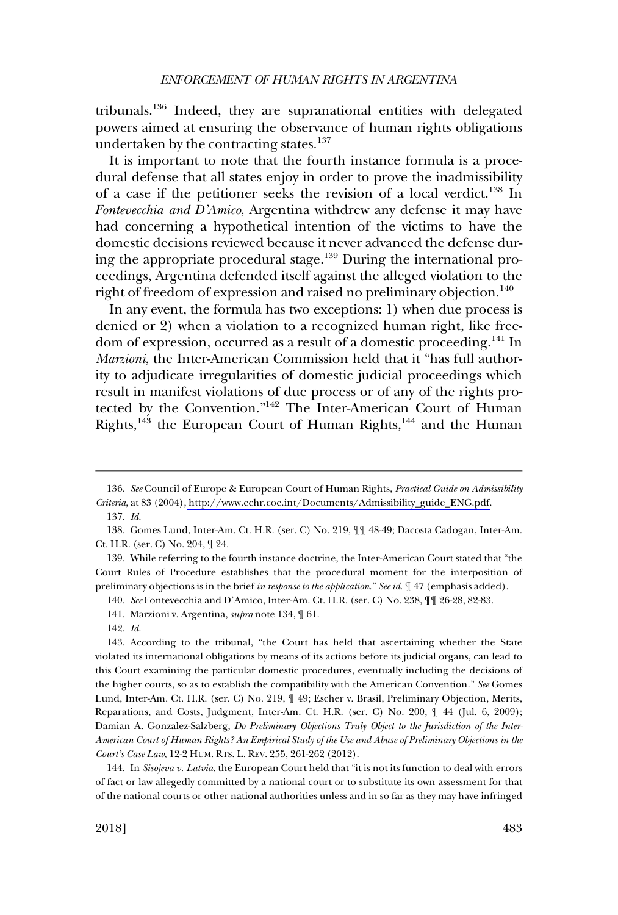tribunals.[136] Indeed, they are supranational entities with delegated powers aimed at ensuring the observance of human rights obligations undertaken by the contracting states.[137]

It is important to note that the fourth instance formula is a procedural defense that all states enjoy in order to prove the inadmissibility of a case if the petitioner seeks the revision of a local verdict.[138] In *Fontevecchia and D'Amico*, Argentina withdrew any defense it may have had concerning a hypothetical intention of the victims to have the domestic decisions reviewed because it never advanced the defense during the appropriate procedural stage.[139] During the international proceedings, Argentina defended itself against the alleged violation to the right of freedom of expression and raised no preliminary objection.[140]

In any event, the formula has two exceptions: 1) when due process is denied or 2) when a violation to a recognized human right, like freedom of expression, occurred as a result of a domestic proceeding.[141] In *Marzioni*, the Inter-American Commission held that it "has full authority to adjudicate irregularities of domestic judicial proceedings which result in manifest violations of due process or of any of the rights protected by the Convention."[142] The Inter-American Court of Human Rights,[143] the European Court of Human Rights,[144] and the Human

---

136. *See* Council of Europe & European Court of Human Rights, *Practical Guide on Admissibility Criteria*, at 83 (2004), http://www.echr.coe.int/Documents/Admissibility_guide_ENG.pdf.

137. *Id.*

138. Gomes Lund, Inter-Am. Ct. H.R. (ser. C) No. 219, ¶¶ 48-49; Dacosta Cadogan, Inter-Am. Ct. H.R. (ser. C) No. 204, ¶ 24.

139. While referring to the fourth instance doctrine, the Inter-American Court stated that "the Court Rules of Procedure establishes that the procedural moment for the interposition of preliminary objections is in the brief *in response to the application*." *See id.* ¶ 47 (emphasis added).

140. *See* Fontevecchia and D'Amico, Inter-Am. Ct. H.R. (ser. C) No. 238, ¶¶ 26-28, 82-83.

141. Marzioni v. Argentina, *supra* note 134, ¶ 61.

142. *Id.*

143. According to the tribunal, "the Court has held that ascertaining whether the State violated its international obligations by means of its actions before its judicial organs, can lead to this Court examining the particular domestic procedures, eventually including the decisions of the higher courts, so as to establish the compatibility with the American Convention." *See* Gomes Lund, Inter-Am. Ct. H.R. (ser. C) No. 219, ¶ 49; Escher v. Brasil, Preliminary Objection, Merits, Reparations, and Costs, Judgment, Inter-Am. Ct. H.R. (ser. C) No. 200, ¶ 44 (Jul. 6, 2009); Damian A. Gonzalez-Salzberg, *Do Preliminary Objections Truly Object to the Jurisdiction of the Inter-American Court of Human Rights? An Empirical Study of the Use and Abuse of Preliminary Objections in the Court's Case Law*, 12-2 HUM. RTS. L. REV. 255, 261-262 (2012).

144. In *Sisojeva v. Latvia*, the European Court held that "it is not its function to deal with errors of fact or law allegedly committed by a national court or to substitute its own assessment for that of the national courts or other national authorities unless and in so far as they may have infringed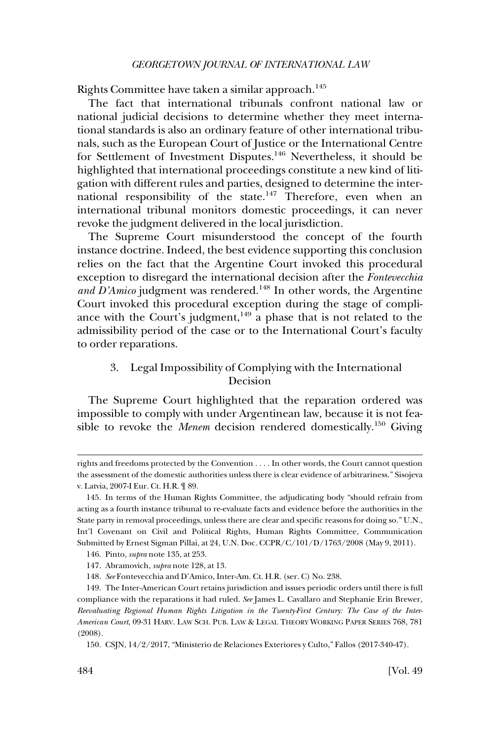Rights Committee have taken a similar approach.[145]

The fact that international tribunals confront national law or national judicial decisions to determine whether they meet international standards is also an ordinary feature of other international tribunals, such as the European Court of Justice or the International Centre for Settlement of Investment Disputes.[146] Nevertheless, it should be highlighted that international proceedings constitute a new kind of litigation with different rules and parties, designed to determine the international responsibility of the state.[147] Therefore, even when an international tribunal monitors domestic proceedings, it can never revoke the judgment delivered in the local jurisdiction.

The Supreme Court misunderstood the concept of the fourth instance doctrine. Indeed, the best evidence supporting this conclusion relies on the fact that the Argentine Court invoked this procedural exception to disregard the international decision after the *Fontevecchia and D'Amico* judgment was rendered.[148] In other words, the Argentine Court invoked this procedural exception during the stage of compliance with the Court's judgment,[149] a phase that is not related to the admissibility period of the case or to the International Court's faculty to order reparations.

### 3. Legal Impossibility of Complying with the International Decision

The Supreme Court highlighted that the reparation ordered was impossible to comply with under Argentinean law, because it is not feasible to revoke the *Menem* decision rendered domestically.[150] Giving

---

rights and freedoms protected by the Convention . . . . In other words, the Court cannot question the assessment of the domestic authorities unless there is clear evidence of arbitrariness." Sisojeva v. Latvia, 2007-I Eur. Ct. H.R. ¶ 89.

145. In terms of the Human Rights Committee, the adjudicating body "should refrain from acting as a fourth instance tribunal to re-evaluate facts and evidence before the authorities in the State party in removal proceedings, unless there are clear and specific reasons for doing so." U.N., Int'l Covenant on Civil and Political Rights, Human Rights Committee, Communication Submitted by Ernest Sigman Pillai, at 24, U.N. Doc. CCPR/C/101/D/1763/2008 (May 9, 2011).

146. Pinto, *supra* note 135, at 253.

147. Abramovich, *supra* note 128, at 13.

148. *See* Fontevecchia and D'Amico, Inter-Am. Ct. H.R. (ser. C) No. 238.

149. The Inter-American Court retains jurisdiction and issues periodic orders until there is full compliance with the reparations it had ruled. *See* James L. Cavallaro and Stephanie Erin Brewer, *Reevaluating Regional Human Rights Litigation in the Twenty-First Century: The Case of the Inter-American Court*, 09-31 HARV. LAW SCH. PUB. LAW & LEGAL THEORY WORKING PAPER SERIES 768, 781 (2008).

150. CSJN, 14/2/2017, "Ministerio de Relaciones Exteriores y Culto," Fallos (2017-340-47).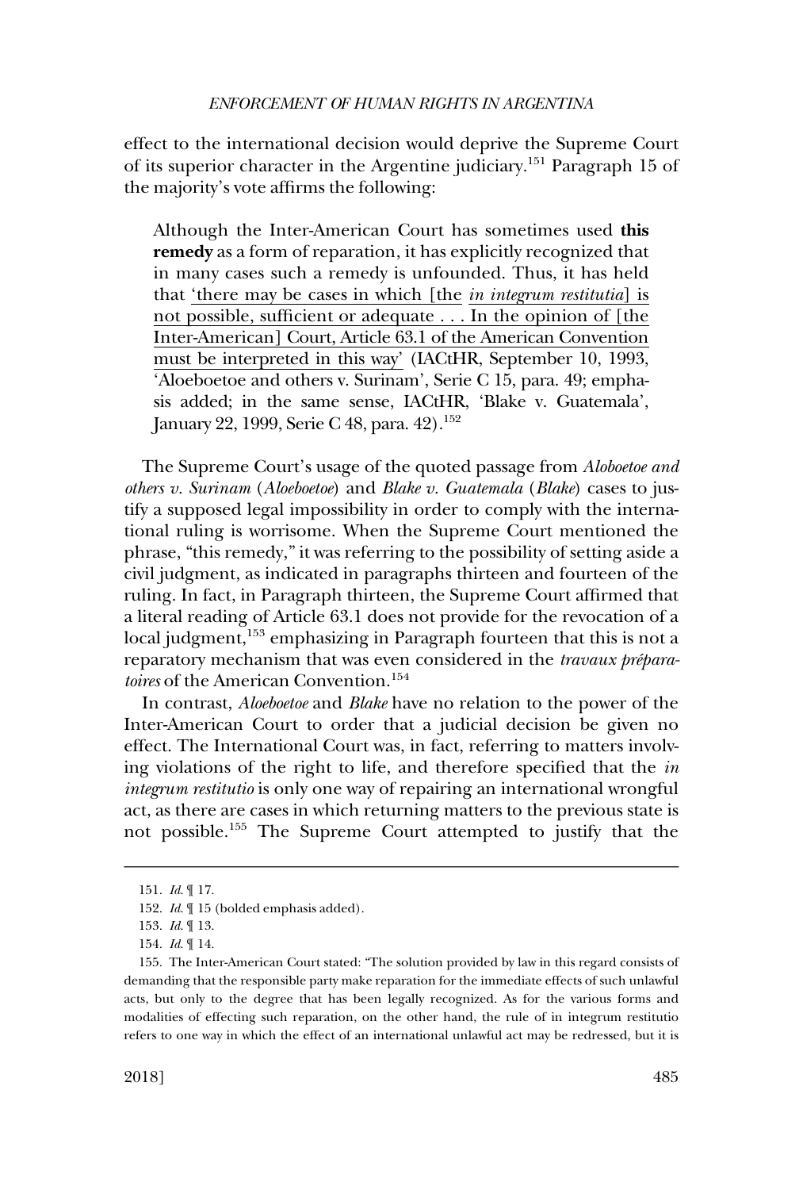effect to the international decision would deprive the Supreme Court of its superior character in the Argentine judiciary.[151] Paragraph 15 of the majority's vote affirms the following:

> Although the Inter-American Court has sometimes used **this remedy** as a form of reparation, it has explicitly recognized that in many cases such a remedy is unfounded. Thus, it has held that <u>'there may be cases in which [the *in integrum restitutia*] is not possible, sufficient or adequate . . . In the opinion of [the Inter-American] Court, Article 63.1 of the American Convention must be interpreted in this way'</u> (IACtHR, September 10, 1993, 'Aloeboetoe and others v. Surinam', Serie C 15, para. 49; emphasis added; in the same sense, IACtHR, 'Blake v. Guatemala', January 22, 1999, Serie C 48, para. 42).[152]

The Supreme Court's usage of the quoted passage from *Aloboetoe and others v. Surinam* (*Aloeboetoe*) and *Blake v. Guatemala* (*Blake*) cases to justify a supposed legal impossibility in order to comply with the international ruling is worrisome. When the Supreme Court mentioned the phrase, "this remedy," it was referring to the possibility of setting aside a civil judgment, as indicated in paragraphs thirteen and fourteen of the ruling. In fact, in Paragraph thirteen, the Supreme Court affirmed that a literal reading of Article 63.1 does not provide for the revocation of a local judgment,[153] emphasizing in Paragraph fourteen that this is not a reparatory mechanism that was even considered in the *travaux préparatoires* of the American Convention.[154]

In contrast, *Aloeboetoe* and *Blake* have no relation to the power of the Inter-American Court to order that a judicial decision be given no effect. The International Court was, in fact, referring to matters involving violations of the right to life, and therefore specified that the *in integrum restitutio* is only one way of repairing an international wrongful act, as there are cases in which returning matters to the previous state is not possible.[155] The Supreme Court attempted to justify that the

---

151. *Id.* ¶ 17.

152. *Id.* ¶ 15 (bolded emphasis added).

153. *Id.* ¶ 13.

154. *Id.* ¶ 14.

155. The Inter-American Court stated: "The solution provided by law in this regard consists of demanding that the responsible party make reparation for the immediate effects of such unlawful acts, but only to the degree that has been legally recognized. As for the various forms and modalities of effecting such reparation, on the other hand, the rule of in integrum restitutio refers to one way in which the effect of an international unlawful act may be redressed, but it is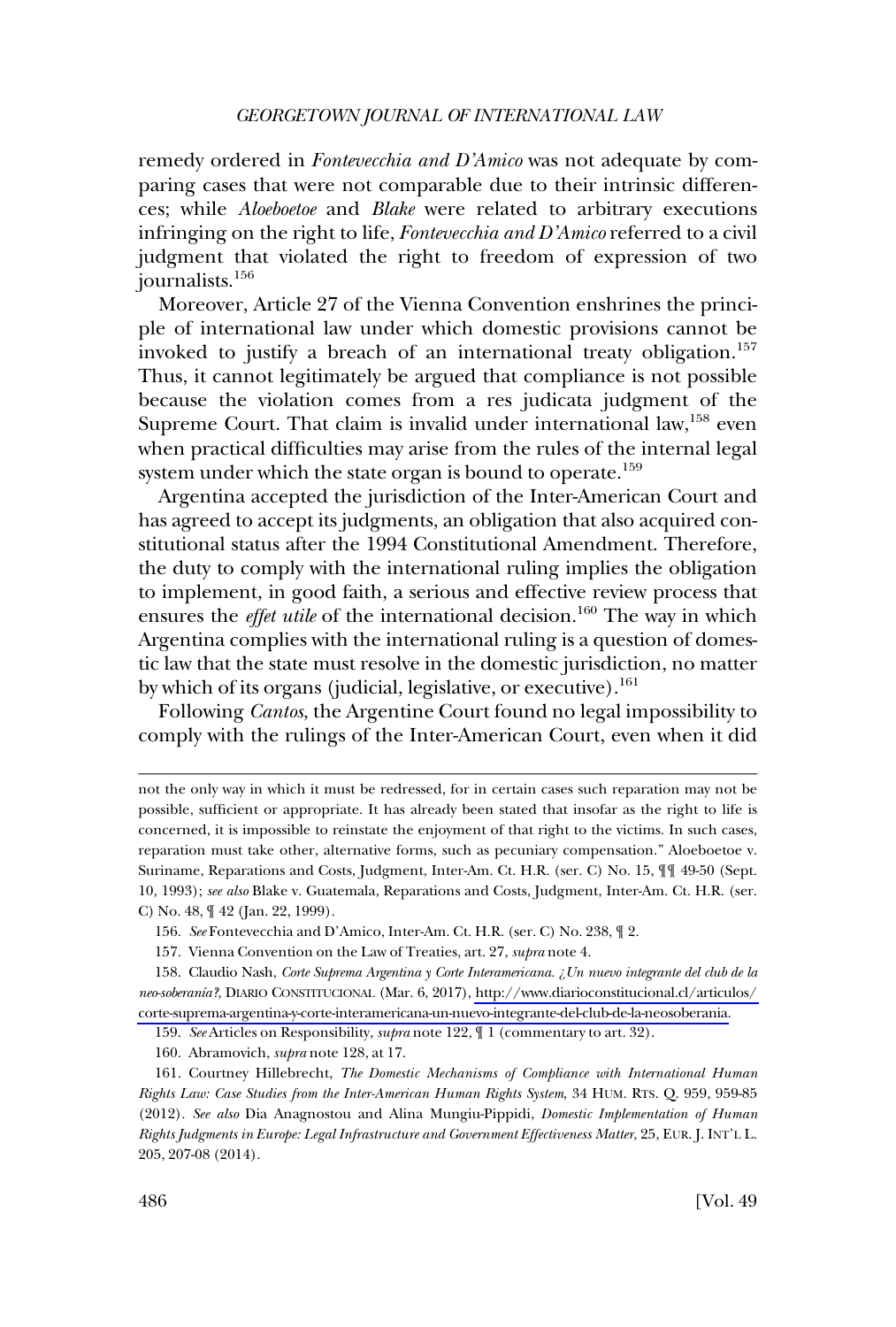remedy ordered in *Fontevecchia and D'Amico* was not adequate by comparing cases that were not comparable due to their intrinsic differences; while *Aloeboetoe* and *Blake* were related to arbitrary executions infringing on the right to life, *Fontevecchia and D'Amico* referred to a civil judgment that violated the right to freedom of expression of two journalists.[156]

Moreover, Article 27 of the Vienna Convention enshrines the principle of international law under which domestic provisions cannot be invoked to justify a breach of an international treaty obligation.[157] Thus, it cannot legitimately be argued that compliance is not possible because the violation comes from a res judicata judgment of the Supreme Court. That claim is invalid under international law,[158] even when practical difficulties may arise from the rules of the internal legal system under which the state organ is bound to operate.[159]

Argentina accepted the jurisdiction of the Inter-American Court and has agreed to accept its judgments, an obligation that also acquired constitutional status after the 1994 Constitutional Amendment. Therefore, the duty to comply with the international ruling implies the obligation to implement, in good faith, a serious and effective review process that ensures the *effet utile* of the international decision.[160] The way in which Argentina complies with the international ruling is a question of domestic law that the state must resolve in the domestic jurisdiction, no matter by which of its organs (judicial, legislative, or executive).[161]

Following *Cantos*, the Argentine Court found no legal impossibility to comply with the rulings of the Inter-American Court, even when it did

---

not the only way in which it must be redressed, for in certain cases such reparation may not be possible, sufficient or appropriate. It has already been stated that insofar as the right to life is concerned, it is impossible to reinstate the enjoyment of that right to the victims. In such cases, reparation must take other, alternative forms, such as pecuniary compensation." Aloeboetoe v. Suriname, Reparations and Costs, Judgment, Inter-Am. Ct. H.R. (ser. C) No. 15, ¶¶ 49-50 (Sept. 10, 1993); *see also* Blake v. Guatemala, Reparations and Costs, Judgment, Inter-Am. Ct. H.R. (ser. C) No. 48, ¶ 42 (Jan. 22, 1999).

156. *See* Fontevecchia and D'Amico, Inter-Am. Ct. H.R. (ser. C) No. 238, ¶ 2.

157. Vienna Convention on the Law of Treaties, art. 27, *supra* note 4.

158. Claudio Nash, *Corte Suprema Argentina y Corte Interamericana. ¿Un nuevo integrante del club de la neo-soberanía?*, DIARIO CONSTITUCIONAL (Mar. 6, 2017), http://www.diarioconstitucional.cl/articulos/corte-suprema-argentina-y-corte-interamericana-un-nuevo-integrante-del-club-de-la-neosoberania.

159. *See* Articles on Responsibility, *supra* note 122, ¶ 1 (commentary to art. 32).

160. Abramovich, *supra* note 128, at 17.

161. Courtney Hillebrecht, *The Domestic Mechanisms of Compliance with International Human Rights Law: Case Studies from the Inter-American Human Rights System*, 34 HUM. RTS. Q. 959, 959-85 (2012). *See also* Dia Anagnostou and Alina Mungiu-Pippidi, *Domestic Implementation of Human Rights Judgments in Europe: Legal Infrastructure and Government Effectiveness Matter*, 25, EUR. J. INT'L L. 205, 207-08 (2014).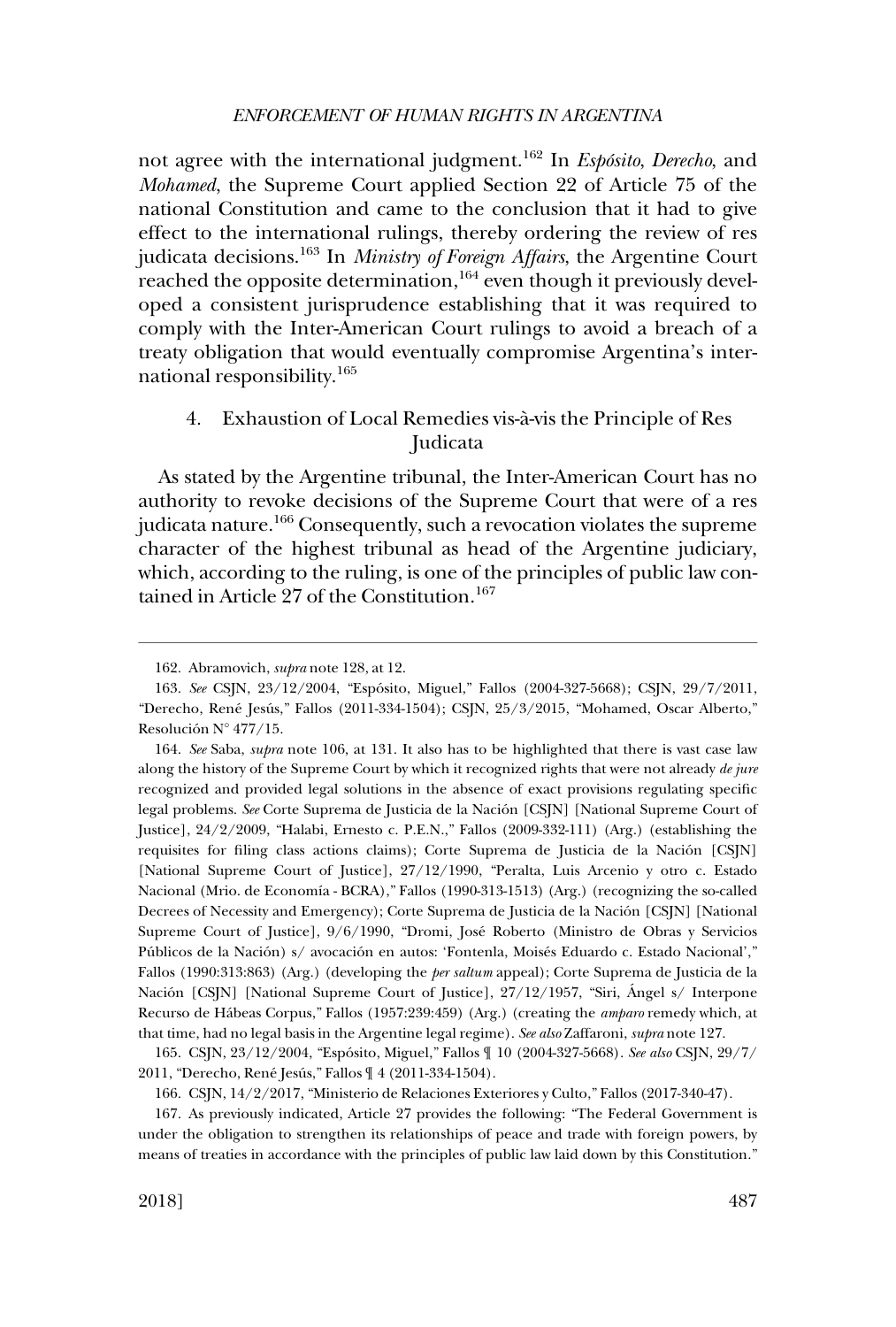not agree with the international judgment.[162] In *Espósito*, *Derecho*, and *Mohamed*, the Supreme Court applied Section 22 of Article 75 of the national Constitution and came to the conclusion that it had to give effect to the international rulings, thereby ordering the review of res judicata decisions.[163] In *Ministry of Foreign Affairs*, the Argentine Court reached the opposite determination,[164] even though it previously developed a consistent jurisprudence establishing that it was required to comply with the Inter-American Court rulings to avoid a breach of a treaty obligation that would eventually compromise Argentina's international responsibility.[165]

### 4. Exhaustion of Local Remedies vis-à-vis the Principle of Res Judicata

As stated by the Argentine tribunal, the Inter-American Court has no authority to revoke decisions of the Supreme Court that were of a res judicata nature.[166] Consequently, such a revocation violates the supreme character of the highest tribunal as head of the Argentine judiciary, which, according to the ruling, is one of the principles of public law contained in Article 27 of the Constitution.[167]

---

162. Abramovich, *supra* note 128, at 12.

163. *See* CSJN, 23/12/2004, "Espósito, Miguel," Fallos (2004-327-5668); CSJN, 29/7/2011, "Derecho, René Jesús," Fallos (2011-334-1504); CSJN, 25/3/2015, "Mohamed, Oscar Alberto," Resolución N° 477/15.

164. *See* Saba, *supra* note 106, at 131. It also has to be highlighted that there is vast case law along the history of the Supreme Court by which it recognized rights that were not already *de jure* recognized and provided legal solutions in the absence of exact provisions regulating specific legal problems. *See* Corte Suprema de Justicia de la Nación [CSJN] [National Supreme Court of Justice], 24/2/2009, "Halabi, Ernesto c. P.E.N.," Fallos (2009-332-111) (Arg.) (establishing the requisites for filing class actions claims); Corte Suprema de Justicia de la Nación [CSJN] [National Supreme Court of Justice], 27/12/1990, "Peralta, Luis Arcenio y otro c. Estado Nacional (Mrio. de Economía - BCRA)," Fallos (1990-313-1513) (Arg.) (recognizing the so-called Decrees of Necessity and Emergency); Corte Suprema de Justicia de la Nación [CSJN] [National Supreme Court of Justice], 9/6/1990, "Dromi, José Roberto (Ministro de Obras y Servicios Públicos de la Nación) s/ avocación en autos: 'Fontenla, Moisés Eduardo c. Estado Nacional'," Fallos (1990:313:863) (Arg.) (developing the *per saltum* appeal); Corte Suprema de Justicia de la Nación [CSJN] [National Supreme Court of Justice], 27/12/1957, "Siri, Ángel s/ Interpone Recurso de Hábeas Corpus," Fallos (1957:239:459) (Arg.) (creating the *amparo* remedy which, at that time, had no legal basis in the Argentine legal regime). *See also* Zaffaroni, *supra* note 127.

165. CSJN, 23/12/2004, "Espósito, Miguel," Fallos ¶ 10 (2004-327-5668). *See also* CSJN, 29/7/2011, "Derecho, René Jesús," Fallos ¶ 4 (2011-334-1504).

166. CSJN, 14/2/2017, "Ministerio de Relaciones Exteriores y Culto," Fallos (2017-340-47).

167. As previously indicated, Article 27 provides the following: "The Federal Government is under the obligation to strengthen its relationships of peace and trade with foreign powers, by means of treaties in accordance with the principles of public law laid down by this Constitution."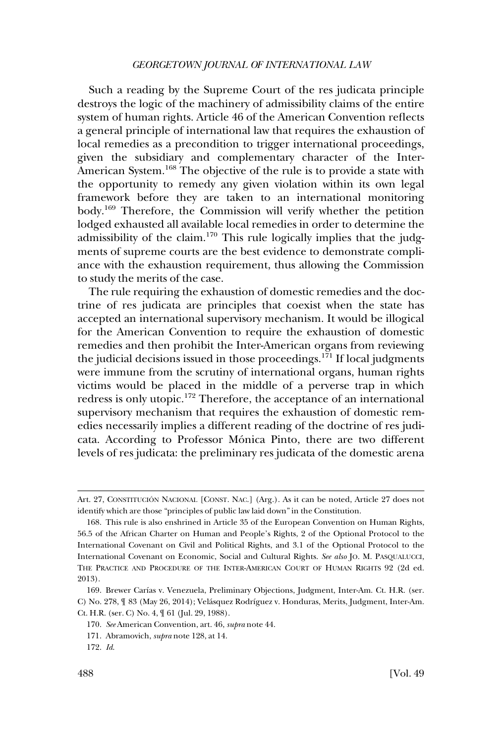Such a reading by the Supreme Court of the res judicata principle destroys the logic of the machinery of admissibility claims of the entire system of human rights. Article 46 of the American Convention reflects a general principle of international law that requires the exhaustion of local remedies as a precondition to trigger international proceedings, given the subsidiary and complementary character of the Inter-American System.[168] The objective of the rule is to provide a state with the opportunity to remedy any given violation within its own legal framework before they are taken to an international monitoring body.[169] Therefore, the Commission will verify whether the petition lodged exhausted all available local remedies in order to determine the admissibility of the claim.[170] This rule logically implies that the judgments of supreme courts are the best evidence to demonstrate compliance with the exhaustion requirement, thus allowing the Commission to study the merits of the case.

The rule requiring the exhaustion of domestic remedies and the doctrine of res judicata are principles that coexist when the state has accepted an international supervisory mechanism. It would be illogical for the American Convention to require the exhaustion of domestic remedies and then prohibit the Inter-American organs from reviewing the judicial decisions issued in those proceedings.[171] If local judgments were immune from the scrutiny of international organs, human rights victims would be placed in the middle of a perverse trap in which redress is only utopic.[172] Therefore, the acceptance of an international supervisory mechanism that requires the exhaustion of domestic remedies necessarily implies a different reading of the doctrine of res judicata. According to Professor Mónica Pinto, there are two different levels of res judicata: the preliminary res judicata of the domestic arena

---

Art. 27, CONSTITUCIÓN NACIONAL [CONST. NAC.] (Arg.). As it can be noted, Article 27 does not identify which are those "principles of public law laid down" in the Constitution.

168. This rule is also enshrined in Article 35 of the European Convention on Human Rights, 56.5 of the African Charter on Human and People's Rights, 2 of the Optional Protocol to the International Covenant on Civil and Political Rights, and 3.1 of the Optional Protocol to the International Covenant on Economic, Social and Cultural Rights. *See also* JO. M. PASQUALUCCI, THE PRACTICE AND PROCEDURE OF THE INTER-AMERICAN COURT OF HUMAN RIGHTS 92 (2d ed. 2013).

169. Brewer Carías v. Venezuela, Preliminary Objections, Judgment, Inter-Am. Ct. H.R. (ser. C) No. 278, ¶ 83 (May 26, 2014); Velásquez Rodríguez v. Honduras, Merits, Judgment, Inter-Am. Ct. H.R. (ser. C) No. 4, ¶ 61 (Jul. 29, 1988).

170. *See* American Convention, art. 46, *supra* note 44.

171. Abramovich, *supra* note 128, at 14.

172. *Id.*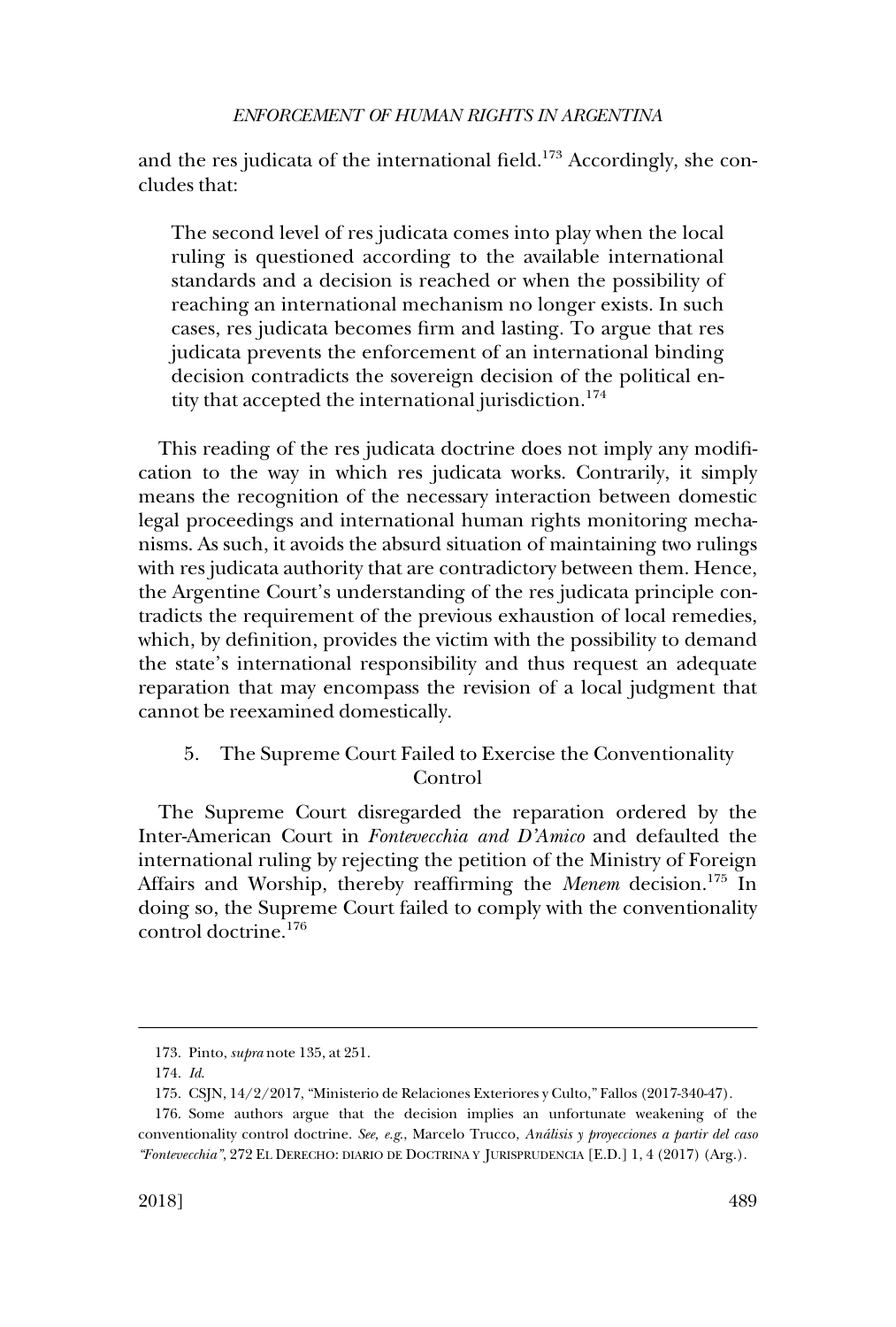and the res judicata of the international field.[173] Accordingly, she concludes that:

> The second level of res judicata comes into play when the local ruling is questioned according to the available international standards and a decision is reached or when the possibility of reaching an international mechanism no longer exists. In such cases, res judicata becomes firm and lasting. To argue that res judicata prevents the enforcement of an international binding decision contradicts the sovereign decision of the political entity that accepted the international jurisdiction.[174]

This reading of the res judicata doctrine does not imply any modification to the way in which res judicata works. Contrarily, it simply means the recognition of the necessary interaction between domestic legal proceedings and international human rights monitoring mechanisms. As such, it avoids the absurd situation of maintaining two rulings with res judicata authority that are contradictory between them. Hence, the Argentine Court's understanding of the res judicata principle contradicts the requirement of the previous exhaustion of local remedies, which, by definition, provides the victim with the possibility to demand the state's international responsibility and thus request an adequate reparation that may encompass the revision of a local judgment that cannot be reexamined domestically.

### 5. The Supreme Court Failed to Exercise the Conventionality Control

The Supreme Court disregarded the reparation ordered by the Inter-American Court in *Fontevecchia and D'Amico* and defaulted the international ruling by rejecting the petition of the Ministry of Foreign Affairs and Worship, thereby reaffirming the *Menem* decision.[175] In doing so, the Supreme Court failed to comply with the conventionality control doctrine.[176]

---

173. Pinto, *supra* note 135, at 251.

174. *Id.*

175. CSJN, 14/2/2017, "Ministerio de Relaciones Exteriores y Culto," Fallos (2017-340-47).

176. Some authors argue that the decision implies an unfortunate weakening of the conventionality control doctrine. *See, e.g.*, Marcelo Trucco, *Análisis y proyecciones a partir del caso "Fontevecchia"*, 272 EL DERECHO: DIARIO DE DOCTRINA Y JURISPRUDENCIA [E.D.] 1, 4 (2017) (Arg.).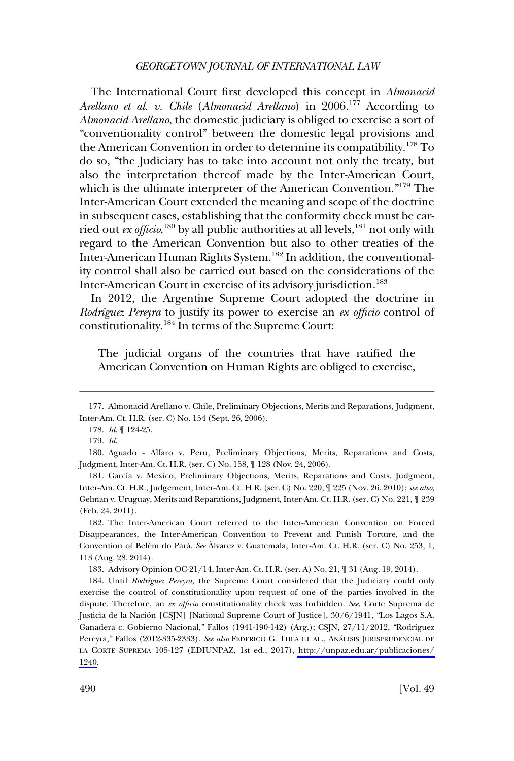The International Court first developed this concept in *Almonacid Arellano et al. v. Chile* (*Almonacid Arellano*) in 2006.[177] According to *Almonacid Arellano*, the domestic judiciary is obliged to exercise a sort of "conventionality control" between the domestic legal provisions and the American Convention in order to determine its compatibility.[178] To do so, "the Judiciary has to take into account not only the treaty, but also the interpretation thereof made by the Inter-American Court, which is the ultimate interpreter of the American Convention."[179] The Inter-American Court extended the meaning and scope of the doctrine in subsequent cases, establishing that the conformity check must be carried out *ex officio*,[180] by all public authorities at all levels,[181] not only with regard to the American Convention but also to other treaties of the Inter-American Human Rights System.[182] In addition, the conventionality control shall also be carried out based on the considerations of the Inter-American Court in exercise of its advisory jurisdiction.[183]

In 2012, the Argentine Supreme Court adopted the doctrine in *Rodríguez Pereyra* to justify its power to exercise an *ex officio* control of constitutionality.[184] In terms of the Supreme Court:

> The judicial organs of the countries that have ratified the American Convention on Human Rights are obliged to exercise,

---

177. Almonacid Arellano v. Chile, Preliminary Objections, Merits and Reparations, Judgment, Inter-Am. Ct. H.R. (ser. C) No. 154 (Sept. 26, 2006).

178. *Id.* ¶ 124-25.

179. *Id.*

180. Aguado - Alfaro v. Peru, Preliminary Objections, Merits, Reparations and Costs, Judgment, Inter-Am. Ct. H.R. (ser. C) No. 158, ¶ 128 (Nov. 24, 2006).

181. García v. Mexico, Preliminary Objections, Merits, Reparations and Costs, Judgment, Inter-Am. Ct. H.R., Judgement, Inter-Am. Ct. H.R. (ser. C) No. 220, ¶ 225 (Nov. 26, 2010); *see also*, Gelman v. Uruguay, Merits and Reparations, Judgment, Inter-Am. Ct. H.R. (ser. C) No. 221, ¶ 239 (Feb. 24, 2011).

182. The Inter-American Court referred to the Inter-American Convention on Forced Disappearances, the Inter-American Convention to Prevent and Punish Torture, and the Convention of Belém do Pará. *See* Álvarez v. Guatemala, Inter-Am. Ct. H.R. (ser. C) No. 253, 1, 113 (Aug. 28, 2014).

183. Advisory Opinion OC-21/14, Inter-Am. Ct. H.R. (ser. A) No. 21, ¶ 31 (Aug. 19, 2014).

184. Until *Rodríguez Pereyra*, the Supreme Court considered that the Judiciary could only exercise the control of constitutionality upon request of one of the parties involved in the dispute. Therefore, an *ex officio* constitutionality check was forbidden. *See*, Corte Suprema de Justicia de la Nación [CSJN] [National Supreme Court of Justice], 30/6/1941, "Los Lagos S.A. Ganadera c. Gobierno Nacional," Fallos (1941-190-142) (Arg.); CSJN, 27/11/2012, "Rodríguez Pereyra," Fallos (2012-335-2333). *See also* FEDERICO G. THEA ET AL., ANÁLISIS JURISPRUDENCIAL DE LA CORTE SUPREMA 105-127 (EDIUNPAZ, 1st ed., 2017), http://unpaz.edu.ar/publicaciones/1240.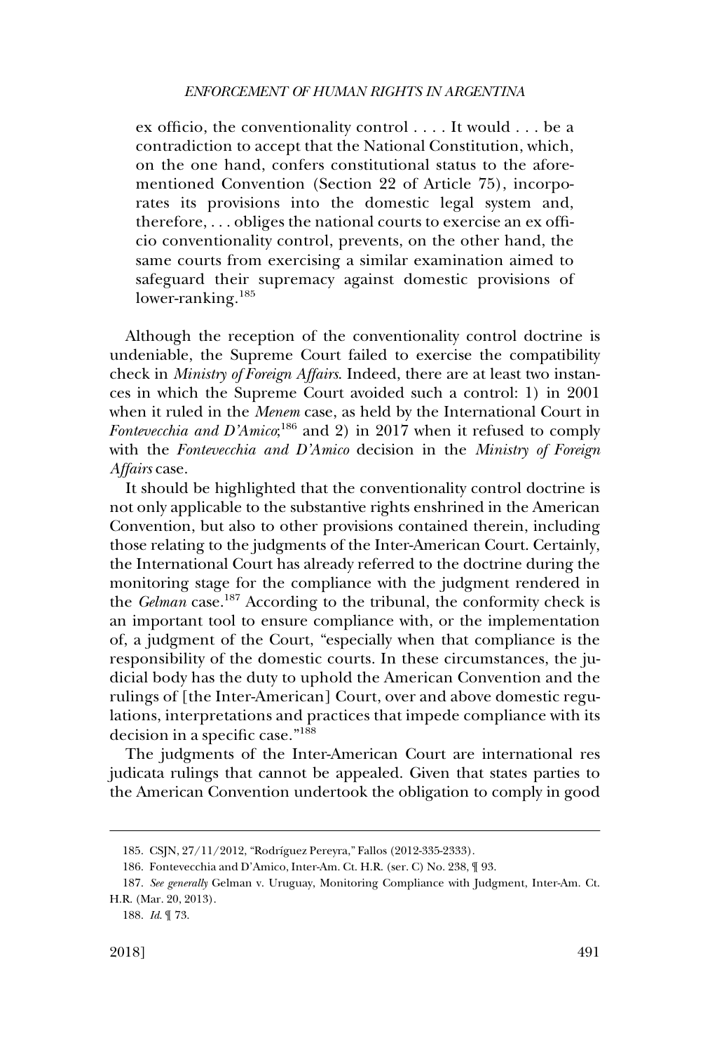> ex officio, the conventionality control . . . . It would . . . be a contradiction to accept that the National Constitution, which, on the one hand, confers constitutional status to the aforementioned Convention (Section 22 of Article 75), incorporates its provisions into the domestic legal system and, therefore, . . . obliges the national courts to exercise an ex officio conventionality control, prevents, on the other hand, the same courts from exercising a similar examination aimed to safeguard their supremacy against domestic provisions of lower-ranking.[185]

Although the reception of the conventionality control doctrine is undeniable, the Supreme Court failed to exercise the compatibility check in *Ministry of Foreign Affairs*. Indeed, there are at least two instances in which the Supreme Court avoided such a control: 1) in 2001 when it ruled in the *Menem* case, as held by the International Court in *Fontevecchia and D'Amico*;[186] and 2) in 2017 when it refused to comply with the *Fontevecchia and D'Amico* decision in the *Ministry of Foreign Affairs* case.

It should be highlighted that the conventionality control doctrine is not only applicable to the substantive rights enshrined in the American Convention, but also to other provisions contained therein, including those relating to the judgments of the Inter-American Court. Certainly, the International Court has already referred to the doctrine during the monitoring stage for the compliance with the judgment rendered in the *Gelman* case.[187] According to the tribunal, the conformity check is an important tool to ensure compliance with, or the implementation of, a judgment of the Court, "especially when that compliance is the responsibility of the domestic courts. In these circumstances, the judicial body has the duty to uphold the American Convention and the rulings of [the Inter-American] Court, over and above domestic regulations, interpretations and practices that impede compliance with its decision in a specific case."[188]

The judgments of the Inter-American Court are international res judicata rulings that cannot be appealed. Given that states parties to the American Convention undertook the obligation to comply in good

185. CSJN, 27/11/2012, "Rodríguez Pereyra," Fallos (2012-335-2333).

186. Fontevecchia and D'Amico, Inter-Am. Ct. H.R. (ser. C) No. 238, ¶ 93.

187. *See generally* Gelman v. Uruguay, Monitoring Compliance with Judgment, Inter-Am. Ct. H.R. (Mar. 20, 2013).

188. *Id.* ¶ 73.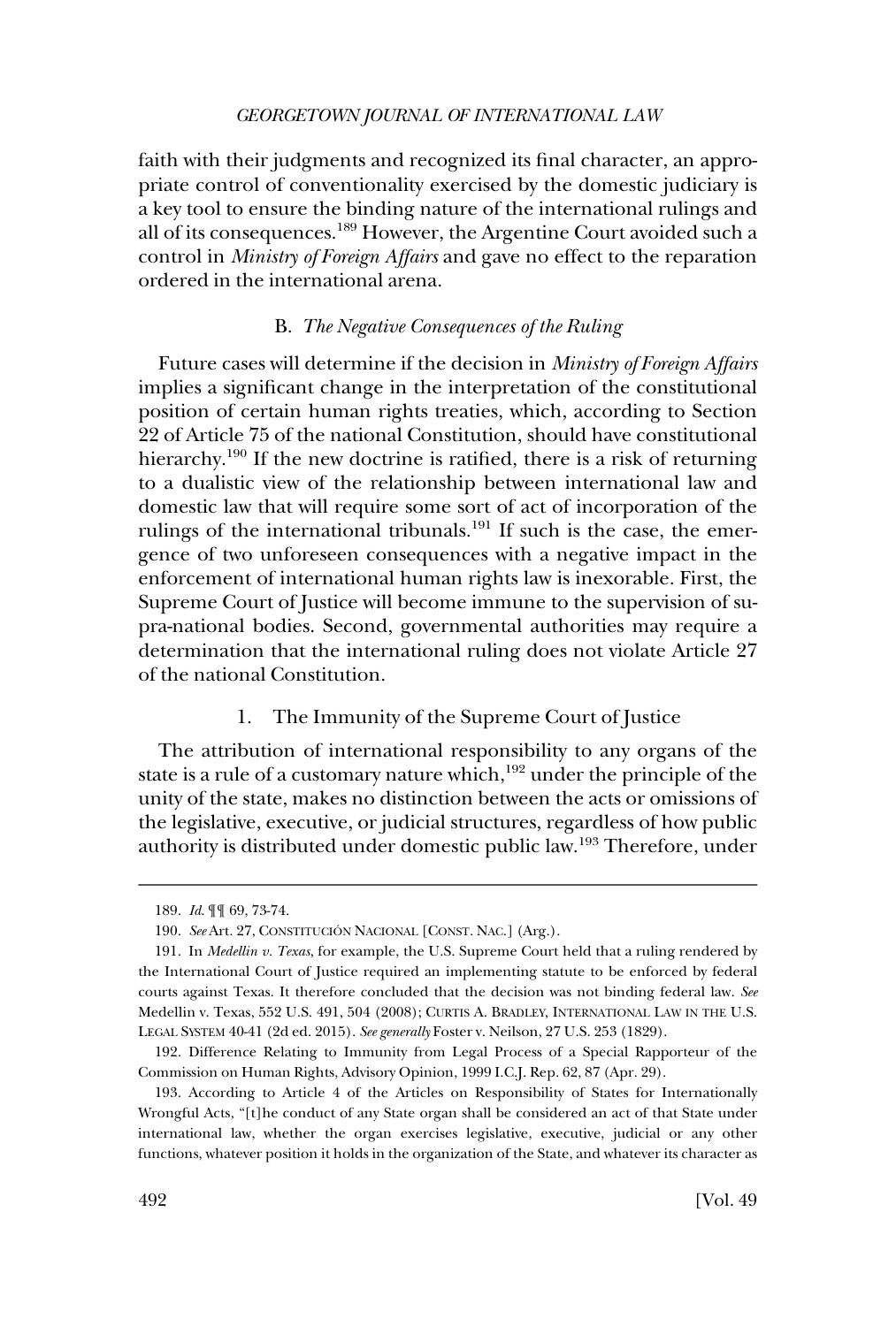faith with their judgments and recognized its final character, an appropriate control of conventionality exercised by the domestic judiciary is a key tool to ensure the binding nature of the international rulings and all of its consequences.[189] However, the Argentine Court avoided such a control in *Ministry of Foreign Affairs* and gave no effect to the reparation ordered in the international arena.

### B. *The Negative Consequences of the Ruling*

Future cases will determine if the decision in *Ministry of Foreign Affairs* implies a significant change in the interpretation of the constitutional position of certain human rights treaties, which, according to Section 22 of Article 75 of the national Constitution, should have constitutional hierarchy.[190] If the new doctrine is ratified, there is a risk of returning to a dualistic view of the relationship between international law and domestic law that will require some sort of act of incorporation of the rulings of the international tribunals.[191] If such is the case, the emergence of two unforeseen consequences with a negative impact in the enforcement of international human rights law is inexorable. First, the Supreme Court of Justice will become immune to the supervision of supra-national bodies. Second, governmental authorities may require a determination that the international ruling does not violate Article 27 of the national Constitution.

#### 1. The Immunity of the Supreme Court of Justice

The attribution of international responsibility to any organs of the state is a rule of a customary nature which,[192] under the principle of the unity of the state, makes no distinction between the acts or omissions of the legislative, executive, or judicial structures, regardless of how public authority is distributed under domestic public law.[193] Therefore, under

---

189. *Id.* ¶¶ 69, 73-74.

190. *See* Art. 27, CONSTITUCIÓN NACIONAL [CONST. NAC.] (Arg.).

191. In *Medellin v. Texas*, for example, the U.S. Supreme Court held that a ruling rendered by the International Court of Justice required an implementing statute to be enforced by federal courts against Texas. It therefore concluded that the decision was not binding federal law. *See* Medellin v. Texas, 552 U.S. 491, 504 (2008); CURTIS A. BRADLEY, INTERNATIONAL LAW IN THE U.S. LEGAL SYSTEM 40-41 (2d ed. 2015). *See generally* Foster v. Neilson, 27 U.S. 253 (1829).

192. Difference Relating to Immunity from Legal Process of a Special Rapporteur of the Commission on Human Rights, Advisory Opinion, 1999 I.C.J. Rep. 62, 87 (Apr. 29).

193. According to Article 4 of the Articles on Responsibility of States for Internationally Wrongful Acts, "[t]he conduct of any State organ shall be considered an act of that State under international law, whether the organ exercises legislative, executive, judicial or any other functions, whatever position it holds in the organization of the State, and whatever its character as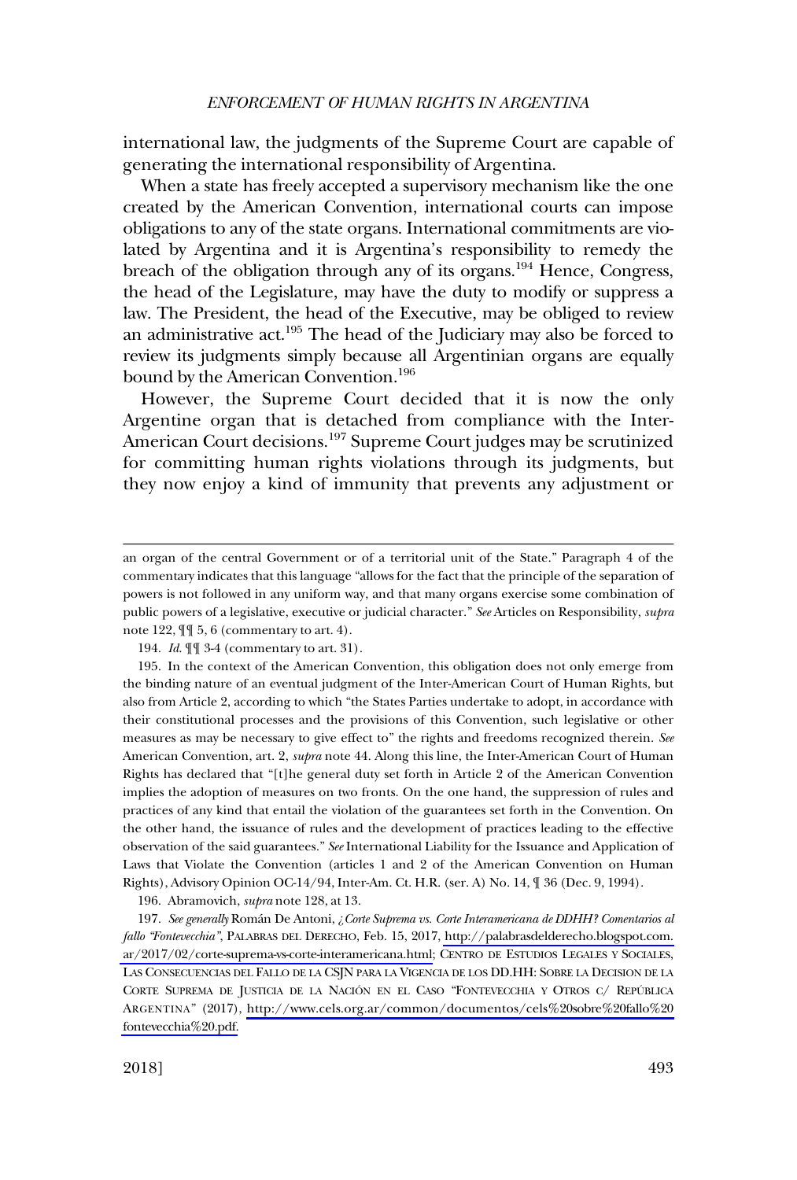international law, the judgments of the Supreme Court are capable of generating the international responsibility of Argentina.

When a state has freely accepted a supervisory mechanism like the one created by the American Convention, international courts can impose obligations to any of the state organs. International commitments are violated by Argentina and it is Argentina's responsibility to remedy the breach of the obligation through any of its organs.[194] Hence, Congress, the head of the Legislature, may have the duty to modify or suppress a law. The President, the head of the Executive, may be obliged to review an administrative act.[195] The head of the Judiciary may also be forced to review its judgments simply because all Argentinian organs are equally bound by the American Convention.[196]

However, the Supreme Court decided that it is now the only Argentine organ that is detached from compliance with the Inter-American Court decisions.[197] Supreme Court judges may be scrutinized for committing human rights violations through its judgments, but they now enjoy a kind of immunity that prevents any adjustment or

---

an organ of the central Government or of a territorial unit of the State." Paragraph 4 of the commentary indicates that this language "allows for the fact that the principle of the separation of powers is not followed in any uniform way, and that many organs exercise some combination of public powers of a legislative, executive or judicial character." *See* Articles on Responsibility, *supra* note 122, ¶¶ 5, 6 (commentary to art. 4).

194. *Id.* ¶¶ 3-4 (commentary to art. 31).

195. In the context of the American Convention, this obligation does not only emerge from the binding nature of an eventual judgment of the Inter-American Court of Human Rights, but also from Article 2, according to which "the States Parties undertake to adopt, in accordance with their constitutional processes and the provisions of this Convention, such legislative or other measures as may be necessary to give effect to" the rights and freedoms recognized therein. *See* American Convention, art. 2, *supra* note 44. Along this line, the Inter-American Court of Human Rights has declared that "[t]he general duty set forth in Article 2 of the American Convention implies the adoption of measures on two fronts. On the one hand, the suppression of rules and practices of any kind that entail the violation of the guarantees set forth in the Convention. On the other hand, the issuance of rules and the development of practices leading to the effective observation of the said guarantees." *See* International Liability for the Issuance and Application of Laws that Violate the Convention (articles 1 and 2 of the American Convention on Human Rights), Advisory Opinion OC-14/94, Inter-Am. Ct. H.R. (ser. A) No. 14, ¶ 36 (Dec. 9, 1994).

196. Abramovich, *supra* note 128, at 13.

197. *See generally* Román De Antoni, *¿Corte Suprema vs. Corte Interamericana de DDHH? Comentarios al fallo "Fontevecchia"*, PALABRAS DEL DERECHO, Feb. 15, 2017, http://palabrasdelderecho.blogspot.com.ar/2017/02/corte-suprema-vs-corte-interamericana.html; CENTRO DE ESTUDIOS LEGALES Y SOCIALES, LAS CONSECUENCIAS DEL FALLO DE LA CSJN PARA LA VIGENCIA DE LOS DD.HH: SOBRE LA DECISION DE LA CORTE SUPREMA DE JUSTICIA DE LA NACIÓN EN EL CASO "FONTEVECCHIA Y OTROS C/ REPÚBLICA ARGENTINA" (2017), http://www.cels.org.ar/common/documentos/cels%20sobre%20fallo%20fontevecchia%20.pdf.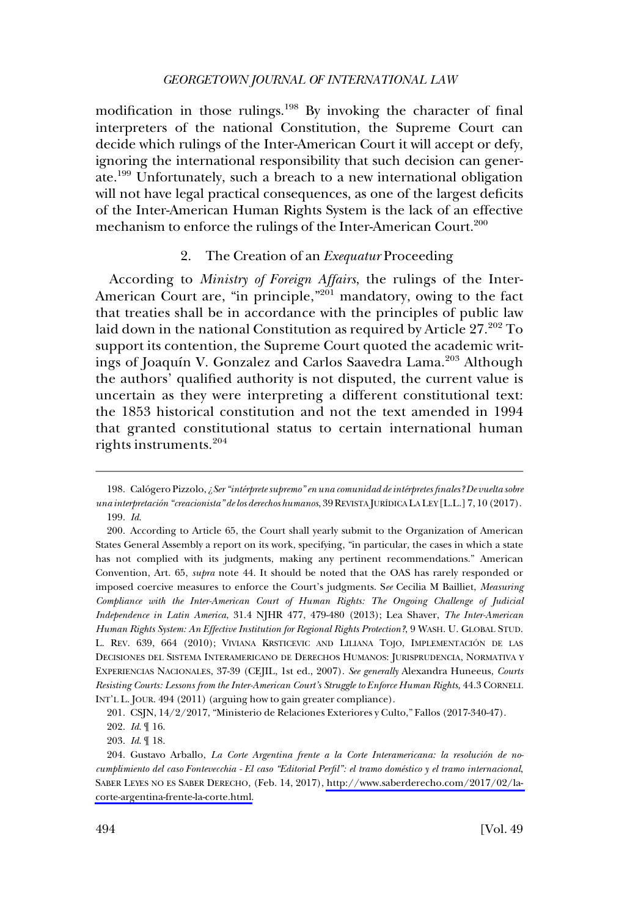modification in those rulings.[198] By invoking the character of final interpreters of the national Constitution, the Supreme Court can decide which rulings of the Inter-American Court it will accept or defy, ignoring the international responsibility that such decision can generate.[199] Unfortunately, such a breach to a new international obligation will not have legal practical consequences, as one of the largest deficits of the Inter-American Human Rights System is the lack of an effective mechanism to enforce the rulings of the Inter-American Court.[200]

### 2. The Creation of an *Exequatur* Proceeding

According to *Ministry of Foreign Affairs*, the rulings of the Inter-American Court are, "in principle,"[201] mandatory, owing to the fact that treaties shall be in accordance with the principles of public law laid down in the national Constitution as required by Article 27.[202] To support its contention, the Supreme Court quoted the academic writings of Joaquín V. Gonzalez and Carlos Saavedra Lama.[203] Although the authors' qualified authority is not disputed, the current value is uncertain as they were interpreting a different constitutional text: the 1853 historical constitution and not the text amended in 1994 that granted constitutional status to certain international human rights instruments.[204]

---

198. Calógero Pizzolo, *¿Ser "intérprete supremo" en una comunidad de intérpretes finales? De vuelta sobre una interpretación "creacionista" de los derechos humanos*, 39 REVISTA JURÍDICA LA LEY [L.L.] 7, 10 (2017).

199. *Id.*

200. According to Article 65, the Court shall yearly submit to the Organization of American States General Assembly a report on its work, specifying, "in particular, the cases in which a state has not complied with its judgments, making any pertinent recommendations." American Convention, Art. 65, *supra* note 44. It should be noted that the OAS has rarely responded or imposed coercive measures to enforce the Court's judgments. *See* Cecilia M Bailliet, *Measuring Compliance with the Inter-American Court of Human Rights: The Ongoing Challenge of Judicial Independence in Latin America*, 31.4 NJHR 477, 479-480 (2013); Lea Shaver, *The Inter-American Human Rights System: An Effective Institution for Regional Rights Protection?*, 9 WASH. U. GLOBAL STUD. L. REV. 639, 664 (2010); VIVIANA KRSTICEVIC AND LILIANA TOJO, IMPLEMENTACIÓN DE LAS DECISIONES DEL SISTEMA INTERAMERICANO DE DERECHOS HUMANOS: JURISPRUDENCIA, NORMATIVA Y EXPERIENCIAS NACIONALES, 37-39 (CEJIL, 1st ed., 2007). *See generally* Alexandra Huneeus, *Courts Resisting Courts: Lessons from the Inter-American Court's Struggle to Enforce Human Rights*, 44.3 CORNELL INT'L L. JOUR. 494 (2011) (arguing how to gain greater compliance).

201. CSJN, 14/2/2017, "Ministerio de Relaciones Exteriores y Culto," Fallos (2017-340-47).

202. *Id.* ¶ 16.

203. *Id.* ¶ 18.

204. Gustavo Arballo, *La Corte Argentina frente a la Corte Interamericana: la resolución de no-cumplimiento del caso Fontevecchia - El caso "Editorial Perfil": el tramo doméstico y el tramo internacional*, SABER LEYES NO ES SABER DERECHO, (Feb. 14, 2017), http://www.saberderecho.com/2017/02/la-corte-argentina-frente-la-corte.html.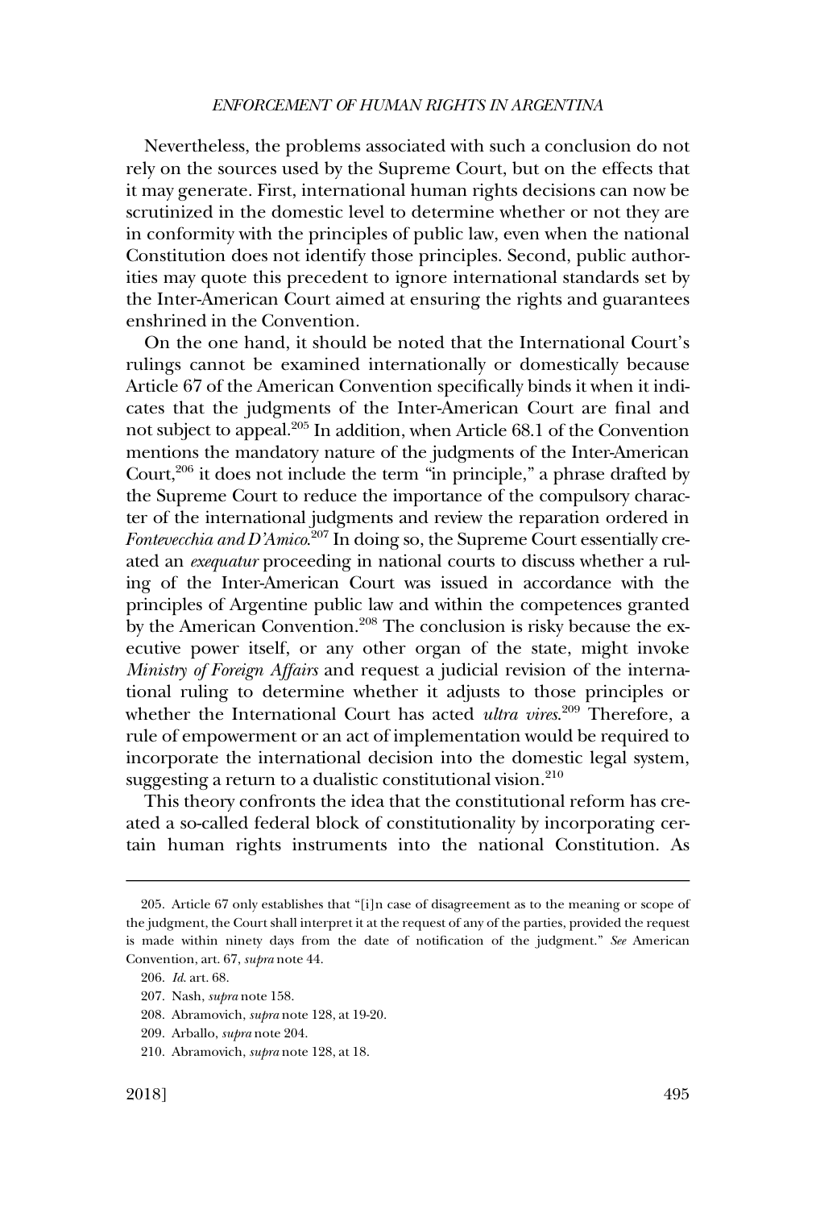Nevertheless, the problems associated with such a conclusion do not rely on the sources used by the Supreme Court, but on the effects that it may generate. First, international human rights decisions can now be scrutinized in the domestic level to determine whether or not they are in conformity with the principles of public law, even when the national Constitution does not identify those principles. Second, public authorities may quote this precedent to ignore international standards set by the Inter-American Court aimed at ensuring the rights and guarantees enshrined in the Convention.

On the one hand, it should be noted that the International Court's rulings cannot be examined internationally or domestically because Article 67 of the American Convention specifically binds it when it indicates that the judgments of the Inter-American Court are final and not subject to appeal.[205] In addition, when Article 68.1 of the Convention mentions the mandatory nature of the judgments of the Inter-American Court,[206] it does not include the term "in principle," a phrase drafted by the Supreme Court to reduce the importance of the compulsory character of the international judgments and review the reparation ordered in *Fontevecchia and D'Amico*.[207] In doing so, the Supreme Court essentially created an *exequatur* proceeding in national courts to discuss whether a ruling of the Inter-American Court was issued in accordance with the principles of Argentine public law and within the competences granted by the American Convention.[208] The conclusion is risky because the executive power itself, or any other organ of the state, might invoke *Ministry of Foreign Affairs* and request a judicial revision of the international ruling to determine whether it adjusts to those principles or whether the International Court has acted *ultra vires*.[209] Therefore, a rule of empowerment or an act of implementation would be required to incorporate the international decision into the domestic legal system, suggesting a return to a dualistic constitutional vision.[210]

This theory confronts the idea that the constitutional reform has created a so-called federal block of constitutionality by incorporating certain human rights instruments into the national Constitution. As

---

205. Article 67 only establishes that "[i]n case of disagreement as to the meaning or scope of the judgment, the Court shall interpret it at the request of any of the parties, provided the request is made within ninety days from the date of notification of the judgment." *See* American Convention, art. 67, *supra* note 44.

206. *Id.* art. 68.

207. Nash, *supra* note 158.

208. Abramovich, *supra* note 128, at 19-20.

209. Arballo, *supra* note 204.

210. Abramovich, *supra* note 128, at 18.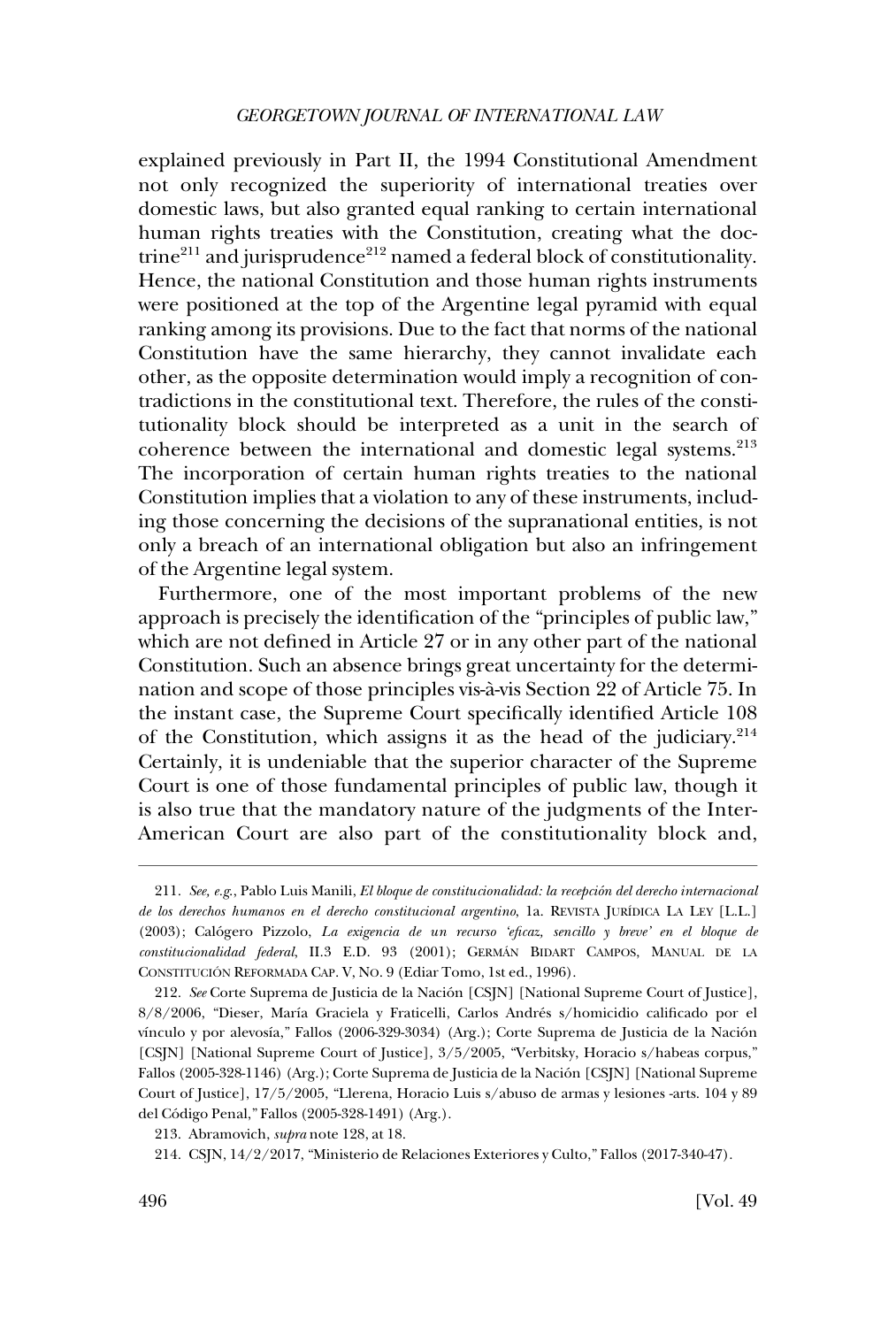explained previously in Part II, the 1994 Constitutional Amendment not only recognized the superiority of international treaties over domestic laws, but also granted equal ranking to certain international human rights treaties with the Constitution, creating what the doctrine[211] and jurisprudence[212] named a federal block of constitutionality. Hence, the national Constitution and those human rights instruments were positioned at the top of the Argentine legal pyramid with equal ranking among its provisions. Due to the fact that norms of the national Constitution have the same hierarchy, they cannot invalidate each other, as the opposite determination would imply a recognition of contradictions in the constitutional text. Therefore, the rules of the constitutionality block should be interpreted as a unit in the search of coherence between the international and domestic legal systems.[213] The incorporation of certain human rights treaties to the national Constitution implies that a violation to any of these instruments, including those concerning the decisions of the supranational entities, is not only a breach of an international obligation but also an infringement of the Argentine legal system.

Furthermore, one of the most important problems of the new approach is precisely the identification of the "principles of public law," which are not defined in Article 27 or in any other part of the national Constitution. Such an absence brings great uncertainty for the determination and scope of those principles vis-à-vis Section 22 of Article 75. In the instant case, the Supreme Court specifically identified Article 108 of the Constitution, which assigns it as the head of the judiciary.[214] Certainly, it is undeniable that the superior character of the Supreme Court is one of those fundamental principles of public law, though it is also true that the mandatory nature of the judgments of the Inter-American Court are also part of the constitutionality block and,

---

211. *See, e.g.*, Pablo Luis Manili, *El bloque de constitucionalidad: la recepción del derecho internacional de los derechos humanos en el derecho constitucional argentino*, 1a. REVISTA JURÍDICA LA LEY [L.L.] (2003); Calógero Pizzolo, *La exigencia de un recurso 'eficaz, sencillo y breve' en el bloque de constitucionalidad federal*, II.3 E.D. 93 (2001); GERMÁN BIDART CAMPOS, MANUAL DE LA CONSTITUCIÓN REFORMADA CAP. V, NO. 9 (Ediar Tomo, 1st ed., 1996).

212. *See* Corte Suprema de Justicia de la Nación [CSJN] [National Supreme Court of Justice], 8/8/2006, "Dieser, María Graciela y Fraticelli, Carlos Andrés s/homicidio calificado por el vínculo y por alevosía," Fallos (2006-329-3034) (Arg.); Corte Suprema de Justicia de la Nación [CSJN] [National Supreme Court of Justice], 3/5/2005, "Verbitsky, Horacio s/habeas corpus," Fallos (2005-328-1146) (Arg.); Corte Suprema de Justicia de la Nación [CSJN] [National Supreme Court of Justice], 17/5/2005, "Llerena, Horacio Luis s/abuso de armas y lesiones -arts. 104 y 89 del Código Penal," Fallos (2005-328-1491) (Arg.).

213. Abramovich, *supra* note 128, at 18.

214. CSJN, 14/2/2017, "Ministerio de Relaciones Exteriores y Culto," Fallos (2017-340-47).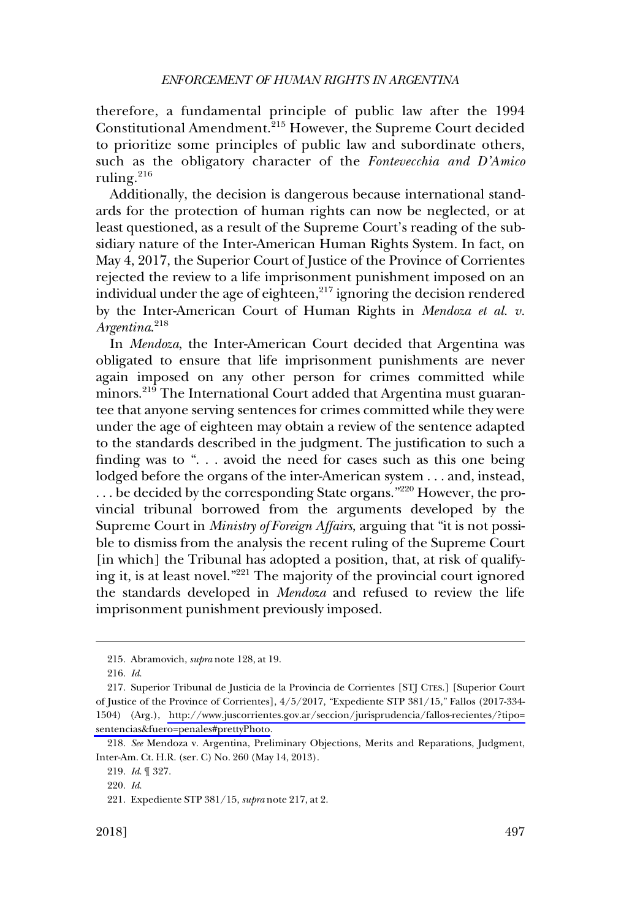therefore, a fundamental principle of public law after the 1994 Constitutional Amendment.[215] However, the Supreme Court decided to prioritize some principles of public law and subordinate others, such as the obligatory character of the *Fontevecchia and D'Amico* ruling.[216]

Additionally, the decision is dangerous because international standards for the protection of human rights can now be neglected, or at least questioned, as a result of the Supreme Court's reading of the subsidiary nature of the Inter-American Human Rights System. In fact, on May 4, 2017, the Superior Court of Justice of the Province of Corrientes rejected the review to a life imprisonment punishment imposed on an individual under the age of eighteen,[217] ignoring the decision rendered by the Inter-American Court of Human Rights in *Mendoza et al. v. Argentina*.[218]

In *Mendoza*, the Inter-American Court decided that Argentina was obligated to ensure that life imprisonment punishments are never again imposed on any other person for crimes committed while minors.[219] The International Court added that Argentina must guarantee that anyone serving sentences for crimes committed while they were under the age of eighteen may obtain a review of the sentence adapted to the standards described in the judgment. The justification to such a finding was to ". . . avoid the need for cases such as this one being lodged before the organs of the inter-American system . . . and, instead, . . . be decided by the corresponding State organs."[220] However, the provincial tribunal borrowed from the arguments developed by the Supreme Court in *Ministry of Foreign Affairs*, arguing that "it is not possible to dismiss from the analysis the recent ruling of the Supreme Court [in which] the Tribunal has adopted a position, that, at risk of qualifying it, is at least novel."[221] The majority of the provincial court ignored the standards developed in *Mendoza* and refused to review the life imprisonment punishment previously imposed.

---

215. Abramovich, *supra* note 128, at 19.

216. *Id.*

217. Superior Tribunal de Justicia de la Provincia de Corrientes [STJ CTES.] [Superior Court of Justice of the Province of Corrientes], 4/5/2017, "Expediente STP 381/15," Fallos (2017-334-1504) (Arg.), http://www.juscorrientes.gov.ar/seccion/jurisprudencia/fallos-recientes/?tipo=sentencias&fuero=penales#prettyPhoto.

218. *See* Mendoza v. Argentina, Preliminary Objections, Merits and Reparations, Judgment, Inter-Am. Ct. H.R. (ser. C) No. 260 (May 14, 2013).

219. *Id.* ¶ 327.

220. *Id.*

221. Expediente STP 381/15, *supra* note 217, at 2.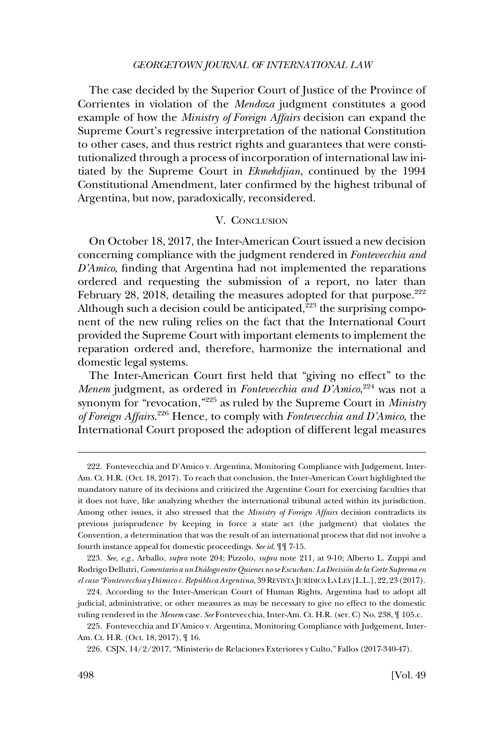The case decided by the Superior Court of Justice of the Province of Corrientes in violation of the *Mendoza* judgment constitutes a good example of how the *Ministry of Foreign Affairs* decision can expand the Supreme Court's regressive interpretation of the national Constitution to other cases, and thus restrict rights and guarantees that were constitutionalized through a process of incorporation of international law initiated by the Supreme Court in *Ekmekdjian*, continued by the 1994 Constitutional Amendment, later confirmed by the highest tribunal of Argentina, but now, paradoxically, reconsidered.

## V. Conclusion

On October 18, 2017, the Inter-American Court issued a new decision concerning compliance with the judgment rendered in *Fontevecchia and D'Amico*, finding that Argentina had not implemented the reparations ordered and requesting the submission of a report, no later than February 28, 2018, detailing the measures adopted for that purpose.[222] Although such a decision could be anticipated,[223] the surprising component of the new ruling relies on the fact that the International Court provided the Supreme Court with important elements to implement the reparation ordered and, therefore, harmonize the international and domestic legal systems.

The Inter-American Court first held that "giving no effect" to the *Menem* judgment, as ordered in *Fontevecchia and D'Amico*,[224] was not a synonym for "revocation,"[225] as ruled by the Supreme Court in *Ministry of Foreign Affairs*.[226] Hence, to comply with *Fontevecchia and D'Amico*, the International Court proposed the adoption of different legal measures

---

222. Fontevecchia and D'Amico v. Argentina, Monitoring Compliance with Judgement, Inter-Am. Ct. H.R. (Oct. 18, 2017). To reach that conclusion, the Inter-American Court highlighted the mandatory nature of its decisions and criticized the Argentine Court for exercising faculties that it does not have, like analyzing whether the international tribunal acted within its jurisdiction. Among other issues, it also stressed that the *Ministry of Foreign Affairs* decision contradicts its previous jurisprudence by keeping in force a state act (the judgment) that violates the Convention, a determination that was the result of an international process that did not involve a fourth instance appeal for domestic proceedings. *See id.* ¶¶ 7-15.

223. *See, e.g.*, Arballo, *supra* note 204; Pizzolo, *supra* note 211, at 9-10; Alberto L. Zuppi and Rodrigo Dellutri, *Comentario a un Diálogo entre Quienes no se Escuchan: La Decisión de la Corte Suprema en el caso "Fontevecchia y Dámico c. República Argentina*, 39 Revista Jurídica La Ley [L.L.], 22, 23 (2017).

224. According to the Inter-American Court of Human Rights, Argentina had to adopt all judicial, administrative, or other measures as may be necessary to give no effect to the domestic ruling rendered in the *Menem* case. *See* Fontevecchia, Inter-Am. Ct. H.R. (ser. C) No. 238, ¶ 105.c.

225. Fontevecchia and D'Amico v. Argentina, Monitoring Compliance with Judgement, Inter-Am. Ct. H.R. (Oct. 18, 2017), ¶ 16.

226. CSJN, 14/2/2017, "Ministerio de Relaciones Exteriores y Culto," Fallos (2017-340-47).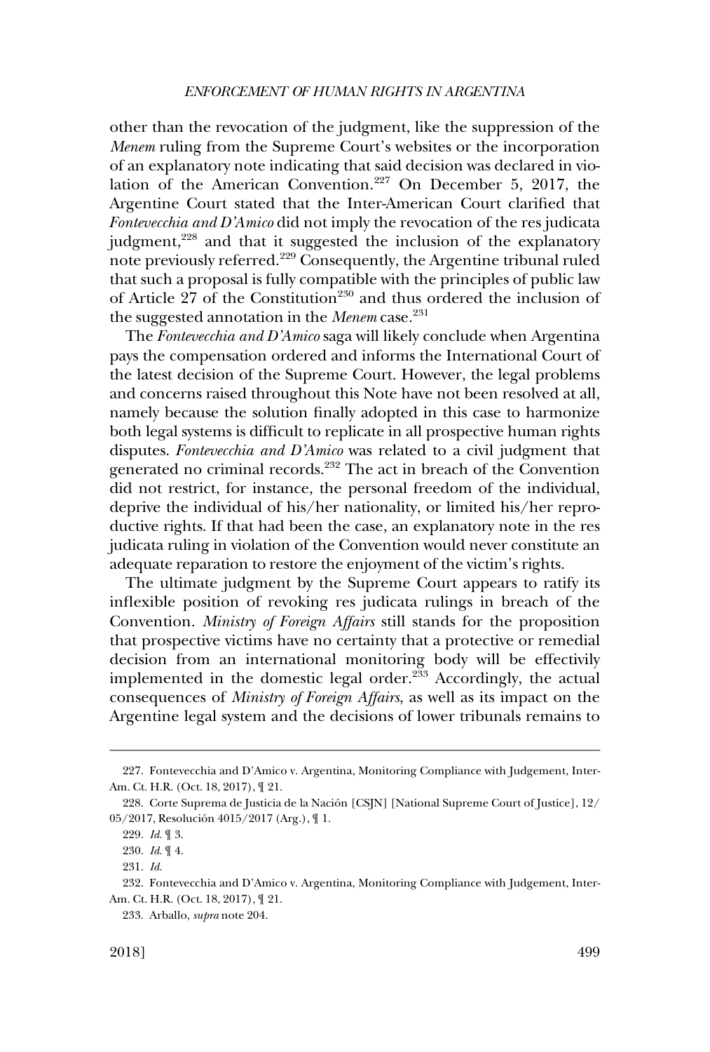other than the revocation of the judgment, like the suppression of the *Menem* ruling from the Supreme Court's websites or the incorporation of an explanatory note indicating that said decision was declared in violation of the American Convention.[227] On December 5, 2017, the Argentine Court stated that the Inter-American Court clarified that *Fontevecchia and D'Amico* did not imply the revocation of the res judicata judgment,[228] and that it suggested the inclusion of the explanatory note previously referred.[229] Consequently, the Argentine tribunal ruled that such a proposal is fully compatible with the principles of public law of Article 27 of the Constitution[230] and thus ordered the inclusion of the suggested annotation in the *Menem* case.[231]

The *Fontevecchia and D'Amico* saga will likely conclude when Argentina pays the compensation ordered and informs the International Court of the latest decision of the Supreme Court. However, the legal problems and concerns raised throughout this Note have not been resolved at all, namely because the solution finally adopted in this case to harmonize both legal systems is difficult to replicate in all prospective human rights disputes. *Fontevecchia and D'Amico* was related to a civil judgment that generated no criminal records.[232] The act in breach of the Convention did not restrict, for instance, the personal freedom of the individual, deprive the individual of his/her nationality, or limited his/her reproductive rights. If that had been the case, an explanatory note in the res judicata ruling in violation of the Convention would never constitute an adequate reparation to restore the enjoyment of the victim's rights.

The ultimate judgment by the Supreme Court appears to ratify its inflexible position of revoking res judicata rulings in breach of the Convention. *Ministry of Foreign Affairs* still stands for the proposition that prospective victims have no certainty that a protective or remedial decision from an international monitoring body will be effectivily implemented in the domestic legal order.[233] Accordingly, the actual consequences of *Ministry of Foreign Affairs*, as well as its impact on the Argentine legal system and the decisions of lower tribunals remains to

---

227. Fontevecchia and D'Amico v. Argentina, Monitoring Compliance with Judgement, Inter-Am. Ct. H.R. (Oct. 18, 2017), ¶ 21.

228. Corte Suprema de Justicia de la Nación [CSJN] [National Supreme Court of Justice], 12/05/2017, Resolución 4015/2017 (Arg.), ¶ 1.

229. *Id.* ¶ 3.

230. *Id.* ¶ 4.

231. *Id.*

232. Fontevecchia and D'Amico v. Argentina, Monitoring Compliance with Judgement, Inter-Am. Ct. H.R. (Oct. 18, 2017), ¶ 21.

233. Arballo, *supra* note 204.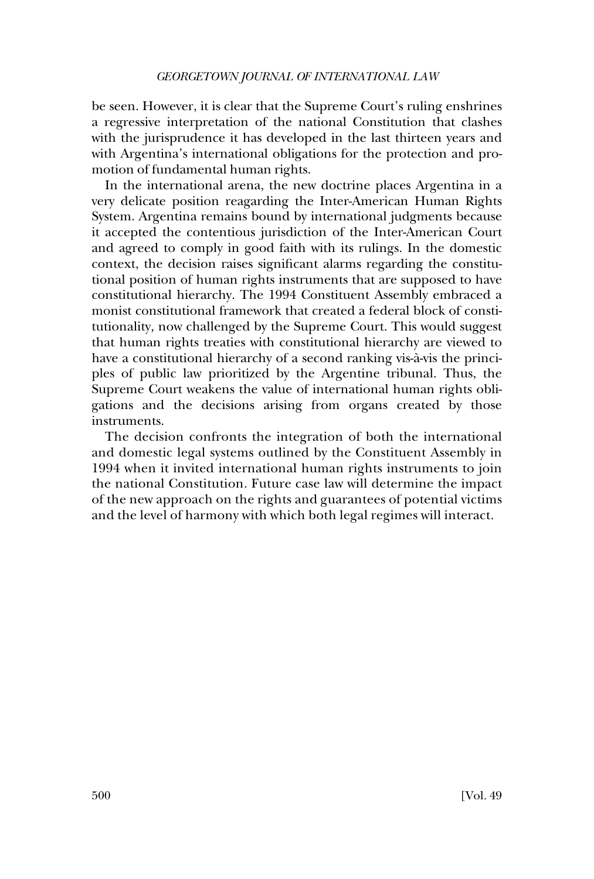be seen. However, it is clear that the Supreme Court's ruling enshrines a regressive interpretation of the national Constitution that clashes with the jurisprudence it has developed in the last thirteen years and with Argentina's international obligations for the protection and promotion of fundamental human rights.

In the international arena, the new doctrine places Argentina in a very delicate position reagarding the Inter-American Human Rights System. Argentina remains bound by international judgments because it accepted the contentious jurisdiction of the Inter-American Court and agreed to comply in good faith with its rulings. In the domestic context, the decision raises significant alarms regarding the constitutional position of human rights instruments that are supposed to have constitutional hierarchy. The 1994 Constituent Assembly embraced a monist constitutional framework that created a federal block of constitutionality, now challenged by the Supreme Court. This would suggest that human rights treaties with constitutional hierarchy are viewed to have a constitutional hierarchy of a second ranking vis-à-vis the principles of public law prioritized by the Argentine tribunal. Thus, the Supreme Court weakens the value of international human rights obligations and the decisions arising from organs created by those instruments.

The decision confronts the integration of both the international and domestic legal systems outlined by the Constituent Assembly in 1994 when it invited international human rights instruments to join the national Constitution. Future case law will determine the impact of the new approach on the rights and guarantees of potential victims and the level of harmony with which both legal regimes will interact.